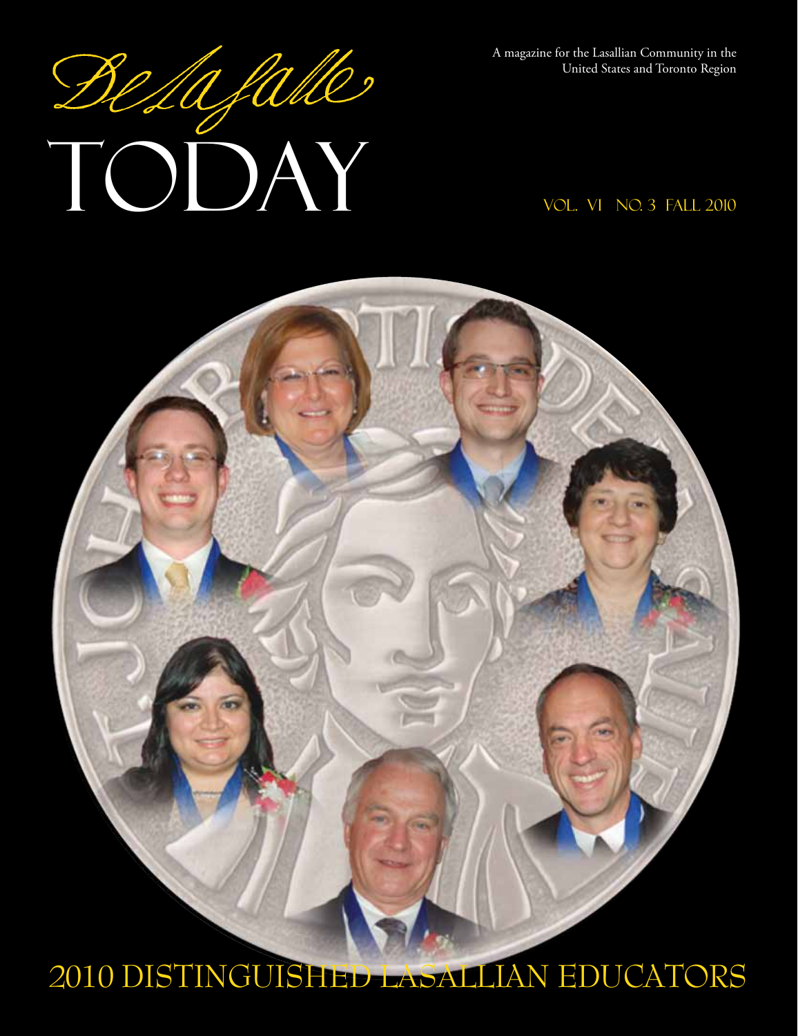# De La Salle TODAY

A magazine for the Lasallian Community in the United States and Toronto Region

VOL. VI NO. 3 FALL 2010

## 2010 DISTINGUISHED LASALLIAN EDUCATORS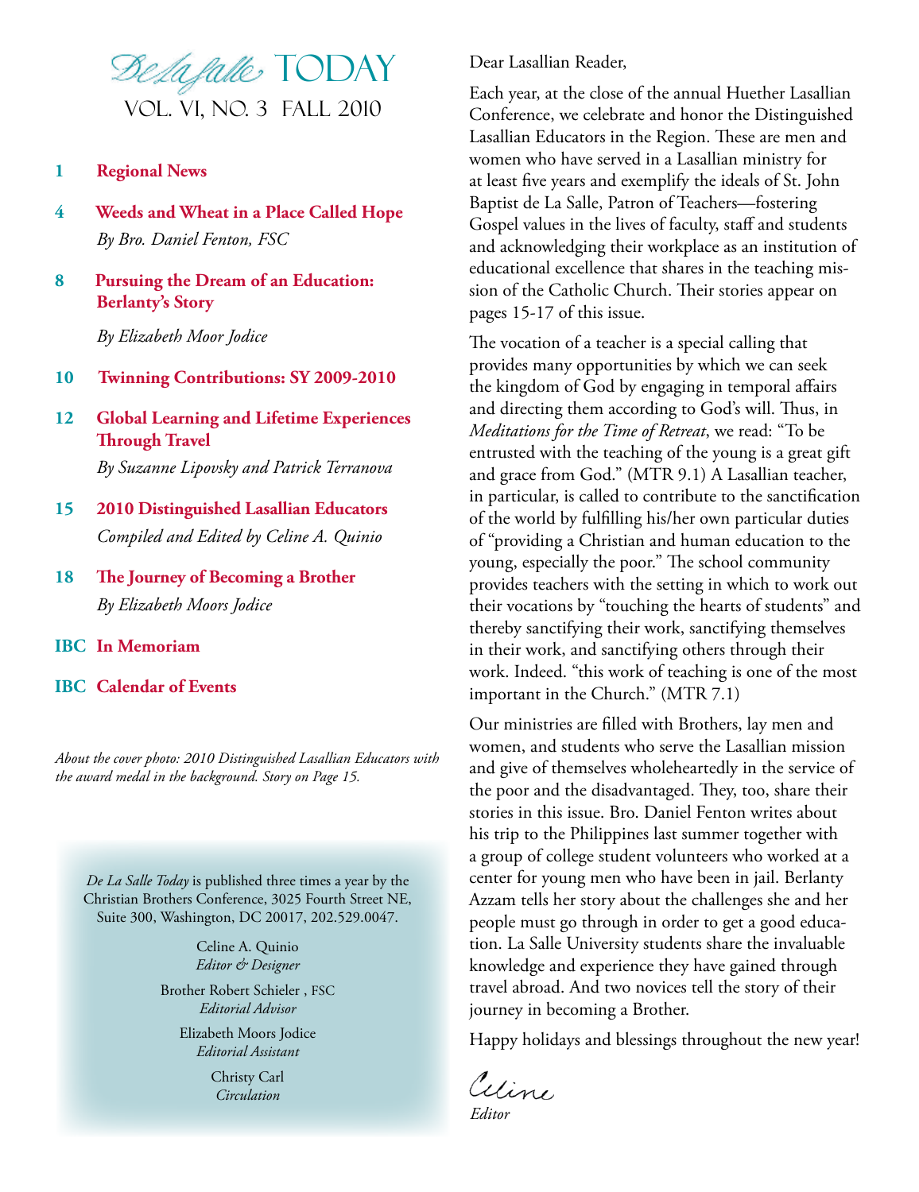# De La Salle TODAY

VOL. VI, NO. 3 FALL 2010

1 **Regional News**

4 **Weeds and Wheat in a Place Called Hope**
*By Bro. Daniel Fenton, FSC*

8 **Pursuing the Dream of an Education: Berlanty's Story**
*By Elizabeth Moor Jodice*

10 **Twinning Contributions: SY 2009-2010**

12 **Global Learning and Lifetime Experiences Through Travel**
*By Suzanne Lipovsky and Patrick Terranova*

15 **2010 Distinguished Lasallian Educators**
*Compiled and Edited by Celine A. Quinio*

18 **The Journey of Becoming a Brother**
*By Elizabeth Moors Jodice*

IBC **In Memoriam**

IBC **Calendar of Events**

*About the cover photo: 2010 Distinguished Lasallian Educators with the award medal in the background. Story on Page 15.*

*De La Salle Today* is published three times a year by the Christian Brothers Conference, 3025 Fourth Street NE, Suite 300, Washington, DC 20017, 202.529.0047.

Celine A. Quinio
*Editor & Designer*

Brother Robert Schieler , FSC
*Editorial Advisor*

Elizabeth Moors Jodice
*Editorial Assistant*

Christy Carl
*Circulation*

Dear Lasallian Reader,

Each year, at the close of the annual Huether Lasallian Conference, we celebrate and honor the Distinguished Lasallian Educators in the Region. These are men and women who have served in a Lasallian ministry for at least five years and exemplify the ideals of St. John Baptist de La Salle, Patron of Teachers—fostering Gospel values in the lives of faculty, staff and students and acknowledging their workplace as an institution of educational excellence that shares in the teaching mission of the Catholic Church. Their stories appear on pages 15-17 of this issue.

The vocation of a teacher is a special calling that provides many opportunities by which we can seek the kingdom of God by engaging in temporal affairs and directing them according to God's will. Thus, in *Meditations for the Time of Retreat*, we read: "To be entrusted with the teaching of the young is a great gift and grace from God." (MTR 9.1) A Lasallian teacher, in particular, is called to contribute to the sanctification of the world by fulfilling his/her own particular duties of "providing a Christian and human education to the young, especially the poor." The school community provides teachers with the setting in which to work out their vocations by "touching the hearts of students" and thereby sanctifying their work, sanctifying themselves in their work, and sanctifying others through their work. Indeed. "this work of teaching is one of the most important in the Church." (MTR 7.1)

Our ministries are filled with Brothers, lay men and women, and students who serve the Lasallian mission and give of themselves wholeheartedly in the service of the poor and the disadvantaged. They, too, share their stories in this issue. Bro. Daniel Fenton writes about his trip to the Philippines last summer together with a group of college student volunteers who worked at a center for young men who have been in jail. Berlanty Azzam tells her story about the challenges she and her people must go through in order to get a good education. La Salle University students share the invaluable knowledge and experience they have gained through travel abroad. And two novices tell the story of their journey in becoming a Brother.

Happy holidays and blessings throughout the new year!

Celine
*Editor*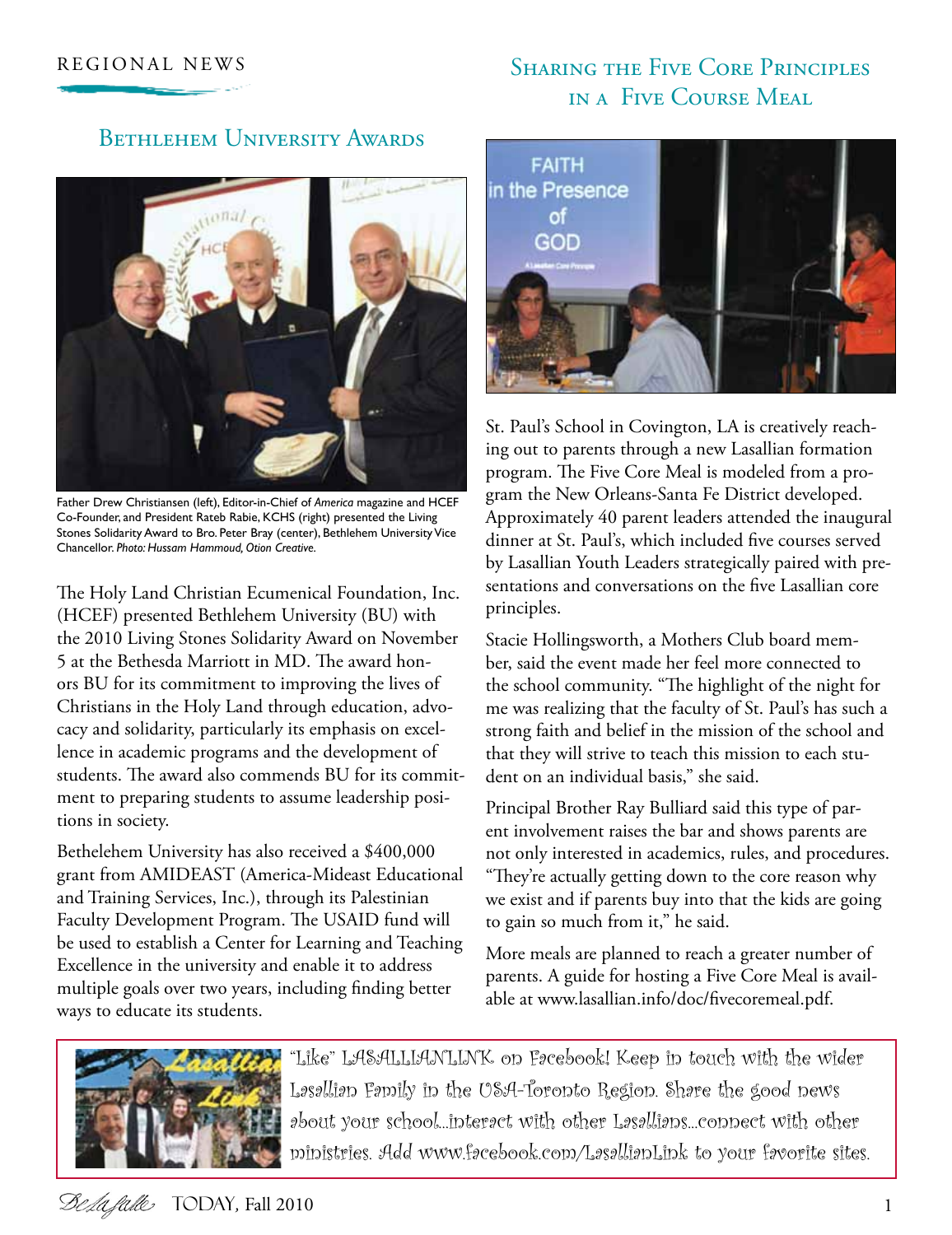REGIONAL NEWS

## Bethlehem University Awards

Father Drew Christiansen (left), Editor-in-Chief of *America* magazine and HCEF Co-Founder, and President Rateb Rabie, KCHS (right) presented the Living Stones Solidarity Award to Bro. Peter Bray (center), Bethlehem University Vice Chancellor. *Photo: Hussam Hammoud, Otion Creative.*

The Holy Land Christian Ecumenical Foundation, Inc. (HCEF) presented Bethlehem University (BU) with the 2010 Living Stones Solidarity Award on November 5 at the Bethesda Marriott in MD. The award honors BU for its commitment to improving the lives of Christians in the Holy Land through education, advocacy and solidarity, particularly its emphasis on excellence in academic programs and the development of students. The award also commends BU for its commitment to preparing students to assume leadership positions in society.

Bethelehem University has also received a $400,000 grant from AMIDEAST (America-Mideast Educational and Training Services, Inc.), through its Palestinian Faculty Development Program. The USAID fund will be used to establish a Center for Learning and Teaching Excellence in the university and enable it to address multiple goals over two years, including finding better ways to educate its students.

## Sharing the Five Core Principles in a Five Course Meal

St. Paul's School in Covington, LA is creatively reaching out to parents through a new Lasallian formation program. The Five Core Meal is modeled from a program the New Orleans-Santa Fe District developed. Approximately 40 parent leaders attended the inaugural dinner at St. Paul's, which included five courses served by Lasallian Youth Leaders strategically paired with presentations and conversations on the five Lasallian core principles.

Stacie Hollingsworth, a Mothers Club board member, said the event made her feel more connected to the school community. "The highlight of the night for me was realizing that the faculty of St. Paul's has such a strong faith and belief in the mission of the school and that they will strive to teach this mission to each student on an individual basis," she said.

Principal Brother Ray Bulliard said this type of parent involvement raises the bar and shows parents are not only interested in academics, rules, and procedures. "They're actually getting down to the core reason why we exist and if parents buy into that the kids are going to gain so much from it," he said.

More meals are planned to reach a greater number of parents. A guide for hosting a Five Core Meal is available at www.lasallian.info/doc/fivecoremeal.pdf.

"Like" LASALLIANLINK on Facebook! Keep in touch with the wider Lasallian Family in the USA-Toronto Region. Share the good news about your school...interact with other Lasallians...connect with other ministries. Add www.facebook.com/LasallianLink to your favorite sites.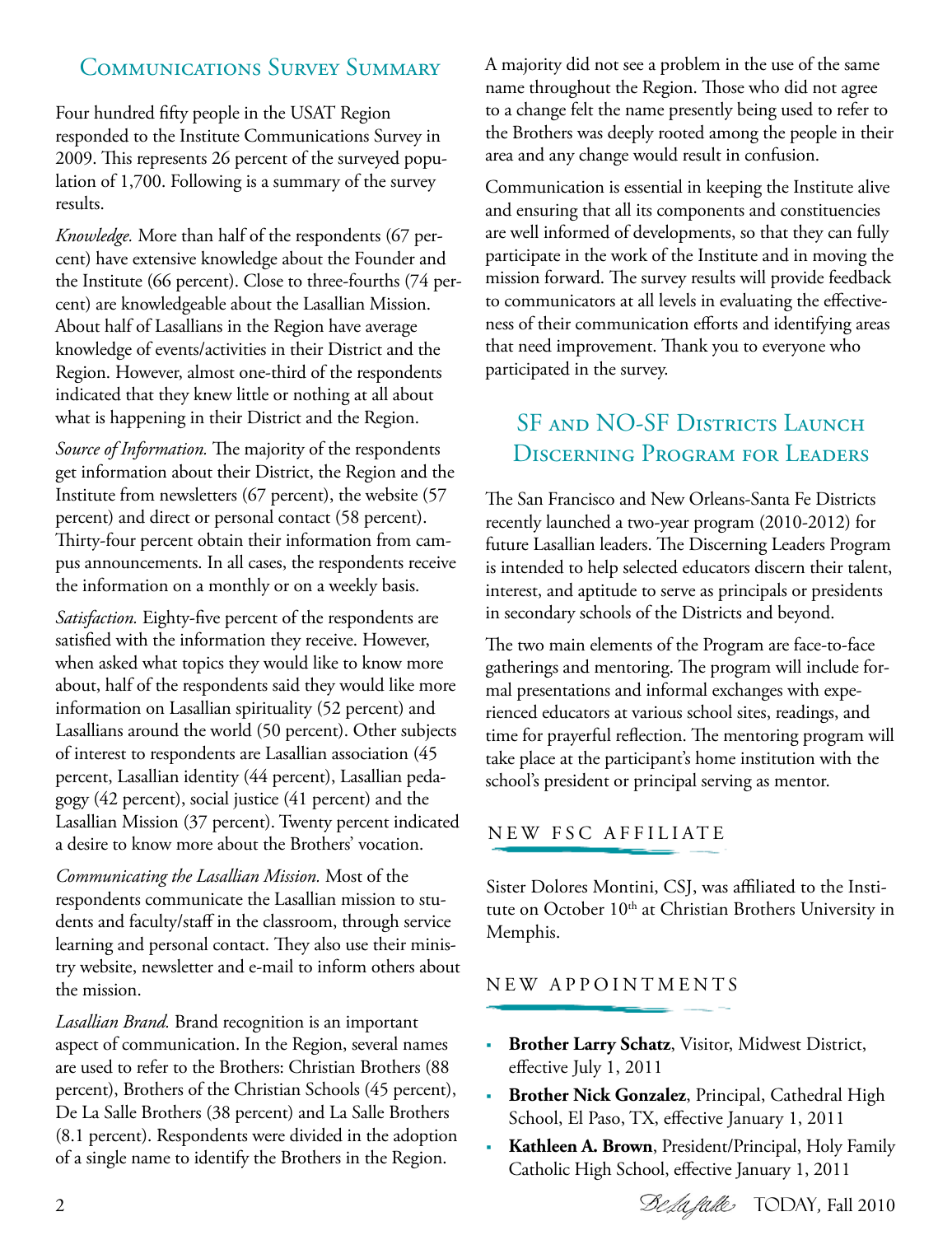## Communications Survey Summary

Four hundred fifty people in the USAT Region responded to the Institute Communications Survey in 2009. This represents 26 percent of the surveyed population of 1,700. Following is a summary of the survey results.

*Knowledge.* More than half of the respondents (67 percent) have extensive knowledge about the Founder and the Institute (66 percent). Close to three-fourths (74 percent) are knowledgeable about the Lasallian Mission. About half of Lasallians in the Region have average knowledge of events/activities in their District and the Region. However, almost one-third of the respondents indicated that they knew little or nothing at all about what is happening in their District and the Region.

*Source of Information.* The majority of the respondents get information about their District, the Region and the Institute from newsletters (67 percent), the website (57 percent) and direct or personal contact (58 percent). Thirty-four percent obtain their information from campus announcements. In all cases, the respondents receive the information on a monthly or on a weekly basis.

*Satisfaction.* Eighty-five percent of the respondents are satisfied with the information they receive. However, when asked what topics they would like to know more about, half of the respondents said they would like more information on Lasallian spirituality (52 percent) and Lasallians around the world (50 percent). Other subjects of interest to respondents are Lasallian association (45 percent, Lasallian identity (44 percent), Lasallian pedagogy (42 percent), social justice (41 percent) and the Lasallian Mission (37 percent). Twenty percent indicated a desire to know more about the Brothers' vocation.

*Communicating the Lasallian Mission.* Most of the respondents communicate the Lasallian mission to students and faculty/staff in the classroom, through service learning and personal contact. They also use their ministry website, newsletter and e-mail to inform others about the mission.

*Lasallian Brand.* Brand recognition is an important aspect of communication. In the Region, several names are used to refer to the Brothers: Christian Brothers (88 percent), Brothers of the Christian Schools (45 percent), De La Salle Brothers (38 percent) and La Salle Brothers (8.1 percent). Respondents were divided in the adoption of a single name to identify the Brothers in the Region. A majority did not see a problem in the use of the same name throughout the Region. Those who did not agree to a change felt the name presently being used to refer to the Brothers was deeply rooted among the people in their area and any change would result in confusion.

Communication is essential in keeping the Institute alive and ensuring that all its components and constituencies are well informed of developments, so that they can fully participate in the work of the Institute and in moving the mission forward. The survey results will provide feedback to communicators at all levels in evaluating the effectiveness of their communication efforts and identifying areas that need improvement. Thank you to everyone who participated in the survey.

## SF and NO-SF Districts Launch Discerning Program for Leaders

The San Francisco and New Orleans-Santa Fe Districts recently launched a two-year program (2010-2012) for future Lasallian leaders. The Discerning Leaders Program is intended to help selected educators discern their talent, interest, and aptitude to serve as principals or presidents in secondary schools of the Districts and beyond.

The two main elements of the Program are face-to-face gatherings and mentoring. The program will include formal presentations and informal exchanges with experienced educators at various school sites, readings, and time for prayerful reflection. The mentoring program will take place at the participant's home institution with the school's president or principal serving as mentor.

### NEW FSC AFFILIATE

Sister Dolores Montini, CSJ, was affiliated to the Institute on October 10th at Christian Brothers University in Memphis.

### NEW APPOINTMENTS

- **Brother Larry Schatz**, Visitor, Midwest District, effective July 1, 2011
- **Brother Nick Gonzalez**, Principal, Cathedral High School, El Paso, TX, effective January 1, 2011
- **Kathleen A. Brown**, President/Principal, Holy Family Catholic High School, effective January 1, 2011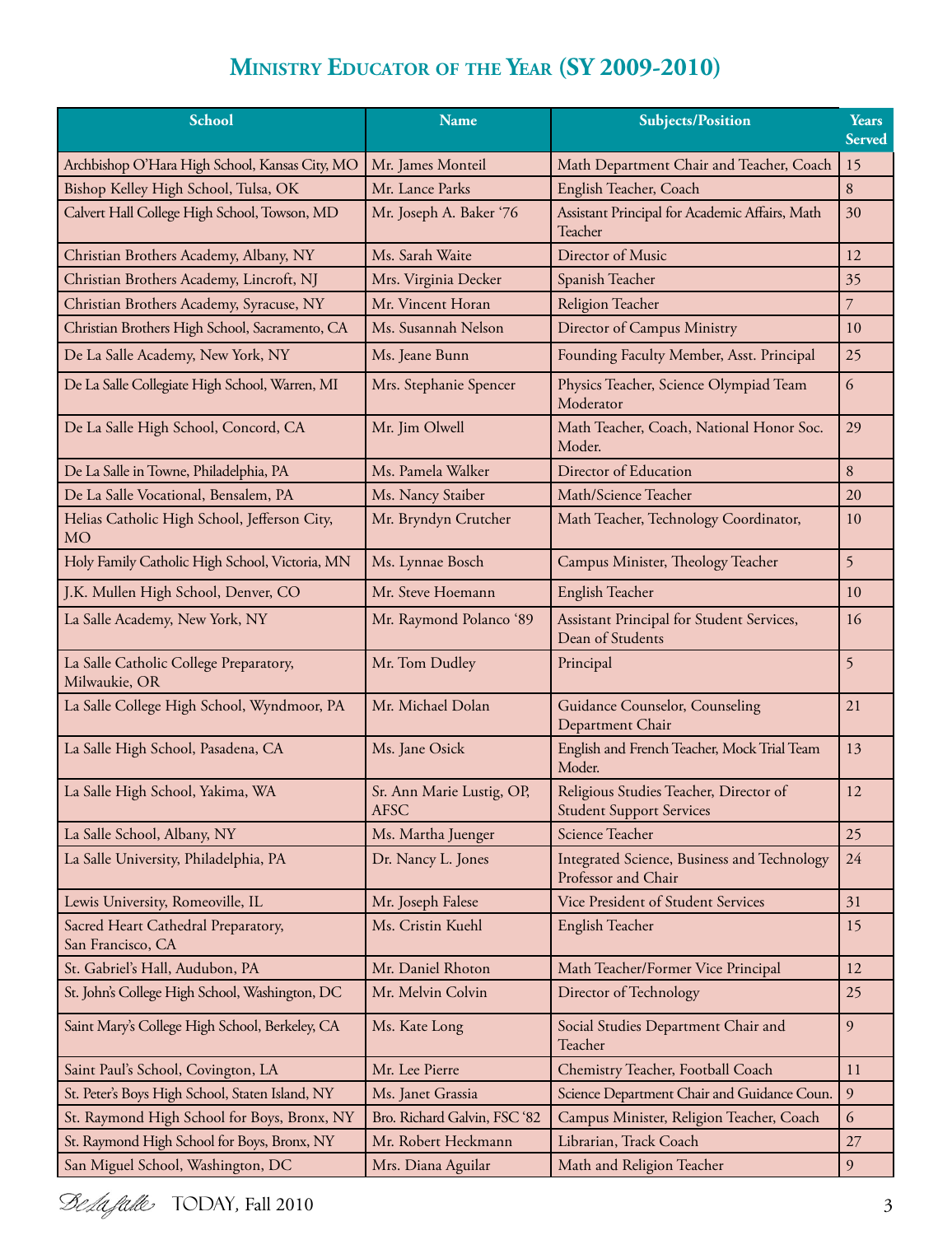## Ministry Educator of the Year (SY 2009-2010)

| School | Name | Subjects/Position | Years Served |
|---|---|---|---|
| Archbishop O'Hara High School, Kansas City, MO | Mr. James Monteil | Math Department Chair and Teacher, Coach | 15 |
| Bishop Kelley High School, Tulsa, OK | Mr. Lance Parks | English Teacher, Coach | 8 |
| Calvert Hall College High School, Towson, MD | Mr. Joseph A. Baker '76 | Assistant Principal for Academic Affairs, Math Teacher | 30 |
| Christian Brothers Academy, Albany, NY | Ms. Sarah Waite | Director of Music | 12 |
| Christian Brothers Academy, Lincroft, NJ | Mrs. Virginia Decker | Spanish Teacher | 35 |
| Christian Brothers Academy, Syracuse, NY | Mr. Vincent Horan | Religion Teacher | 7 |
| Christian Brothers High School, Sacramento, CA | Ms. Susannah Nelson | Director of Campus Ministry | 10 |
| De La Salle Academy, New York, NY | Ms. Jeane Bunn | Founding Faculty Member, Asst. Principal | 25 |
| De La Salle Collegiate High School, Warren, MI | Mrs. Stephanie Spencer | Physics Teacher, Science Olympiad Team Moderator | 6 |
| De La Salle High School, Concord, CA | Mr. Jim Olwell | Math Teacher, Coach, National Honor Soc. Moder. | 29 |
| De La Salle in Towne, Philadelphia, PA | Ms. Pamela Walker | Director of Education | 8 |
| De La Salle Vocational, Bensalem, PA | Ms. Nancy Staiber | Math/Science Teacher | 20 |
| Helias Catholic High School, Jefferson City, MO | Mr. Bryndyn Crutcher | Math Teacher, Technology Coordinator, | 10 |
| Holy Family Catholic High School, Victoria, MN | Ms. Lynnae Bosch | Campus Minister, Theology Teacher | 5 |
| J.K. Mullen High School, Denver, CO | Mr. Steve Hoemann | English Teacher | 10 |
| La Salle Academy, New York, NY | Mr. Raymond Polanco '89 | Assistant Principal for Student Services, Dean of Students | 16 |
| La Salle Catholic College Preparatory, Milwaukie, OR | Mr. Tom Dudley | Principal | 5 |
| La Salle College High School, Wyndmoor, PA | Mr. Michael Dolan | Guidance Counselor, Counseling Department Chair | 21 |
| La Salle High School, Pasadena, CA | Ms. Jane Osick | English and French Teacher, Mock Trial Team Moder. | 13 |
| La Salle High School, Yakima, WA | Sr. Ann Marie Lustig, OP, AFSC | Religious Studies Teacher, Director of Student Support Services | 12 |
| La Salle School, Albany, NY | Ms. Martha Juenger | Science Teacher | 25 |
| La Salle University, Philadelphia, PA | Dr. Nancy L. Jones | Integrated Science, Business and Technology Professor and Chair | 24 |
| Lewis University, Romeoville, IL | Mr. Joseph Falese | Vice President of Student Services | 31 |
| Sacred Heart Cathedral Preparatory, San Francisco, CA | Ms. Cristin Kuehl | English Teacher | 15 |
| St. Gabriel's Hall, Audubon, PA | Mr. Daniel Rhoton | Math Teacher/Former Vice Principal | 12 |
| St. John's College High School, Washington, DC | Mr. Melvin Colvin | Director of Technology | 25 |
| Saint Mary's College High School, Berkeley, CA | Ms. Kate Long | Social Studies Department Chair and Teacher | 9 |
| Saint Paul's School, Covington, LA | Mr. Lee Pierre | Chemistry Teacher, Football Coach | 11 |
| St. Peter's Boys High School, Staten Island, NY | Ms. Janet Grassia | Science Department Chair and Guidance Coun. | 9 |
| St. Raymond High School for Boys, Bronx, NY | Bro. Richard Galvin, FSC '82 | Campus Minister, Religion Teacher, Coach | 6 |
| St. Raymond High School for Boys, Bronx, NY | Mr. Robert Heckmann | Librarian, Track Coach | 27 |
| San Miguel School, Washington, DC | Mrs. Diana Aguilar | Math and Religion Teacher | 9 |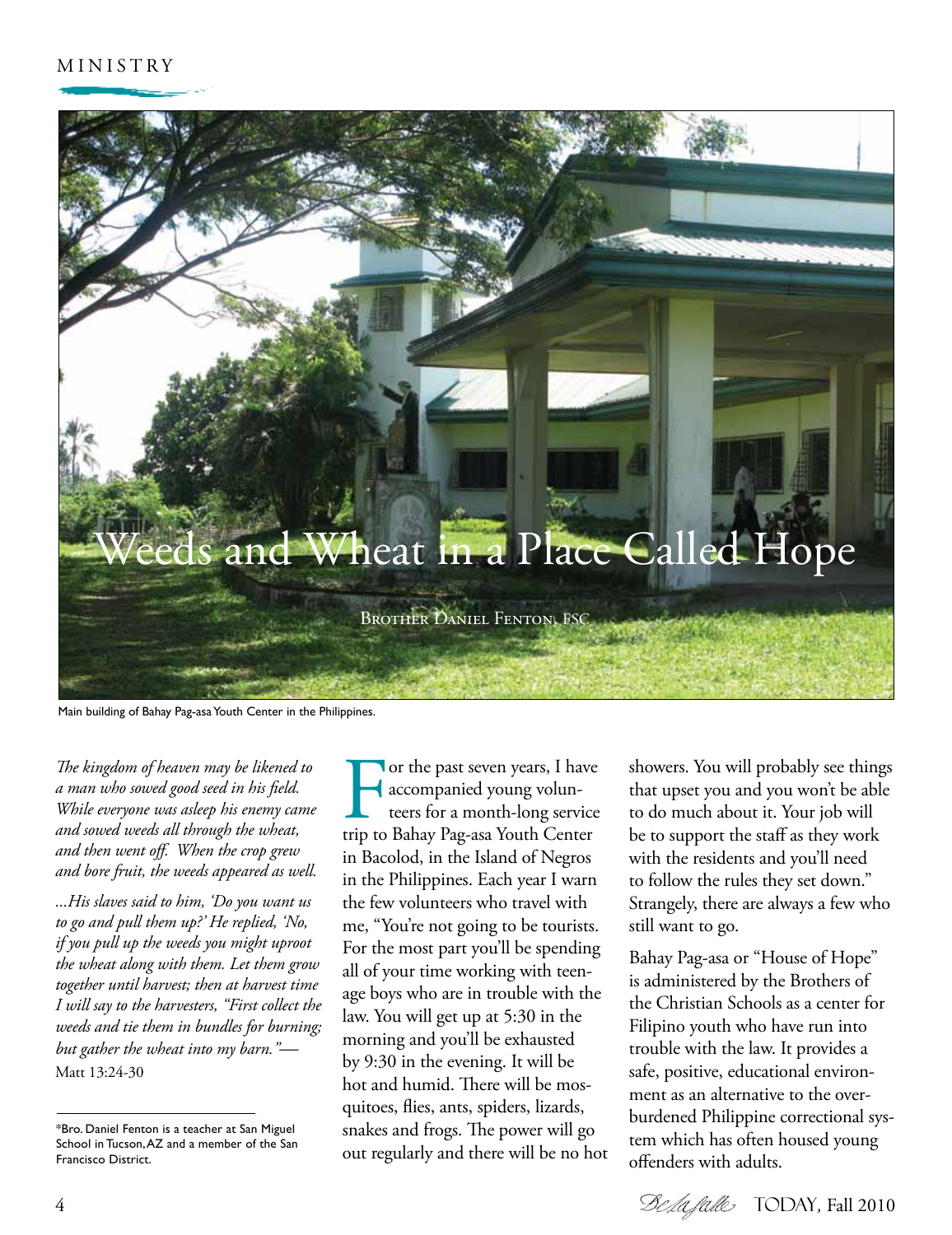# Weeds and Wheat in a Place Called Hope

Brother Daniel Fenton, FSC

Main building of Bahay Pag-asa Youth Center in the Philippines.

*The kingdom of heaven may be likened to a man who sowed good seed in his field. While everyone was asleep his enemy came and sowed weeds all through the wheat, and then went off. When the crop grew and bore fruit, the weeds appeared as well.*

*...His slaves said to him, 'Do you want us to go and pull them up?' He replied, 'No, if you pull up the weeds you might uproot the wheat along with them. Let them grow together until harvest; then at harvest time I will say to the harvesters, "First collect the weeds and tie them in bundles for burning; but gather the wheat into my barn."'*—Matt 13:24-30

For the past seven years, I have accompanied young volunteers for a month-long service trip to Bahay Pag-asa Youth Center in Bacolod, in the Island of Negros in the Philippines. Each year I warn the few volunteers who travel with me, "You're not going to be tourists. For the most part you'll be spending all of your time working with teenage boys who are in trouble with the law. You will get up at 5:30 in the morning and you'll be exhausted by 9:30 in the evening. It will be hot and humid. There will be mosquitoes, flies, ants, spiders, lizards, snakes and frogs. The power will go out regularly and there will be no hot showers. You will probably see things that upset you and you won't be able to do much about it. Your job will be to support the staff as they work with the residents and you'll need to follow the rules they set down." Strangely, there are always a few who still want to go.

Bahay Pag-asa or "House of Hope" is administered by the Brothers of the Christian Schools as a center for Filipino youth who have run into trouble with the law. It provides a safe, positive, educational environment as an alternative to the overburdened Philippine correctional system which has often housed young offenders with adults.

*Bro. Daniel Fenton is a teacher at San Miguel School in Tucson, AZ and a member of the San Francisco District.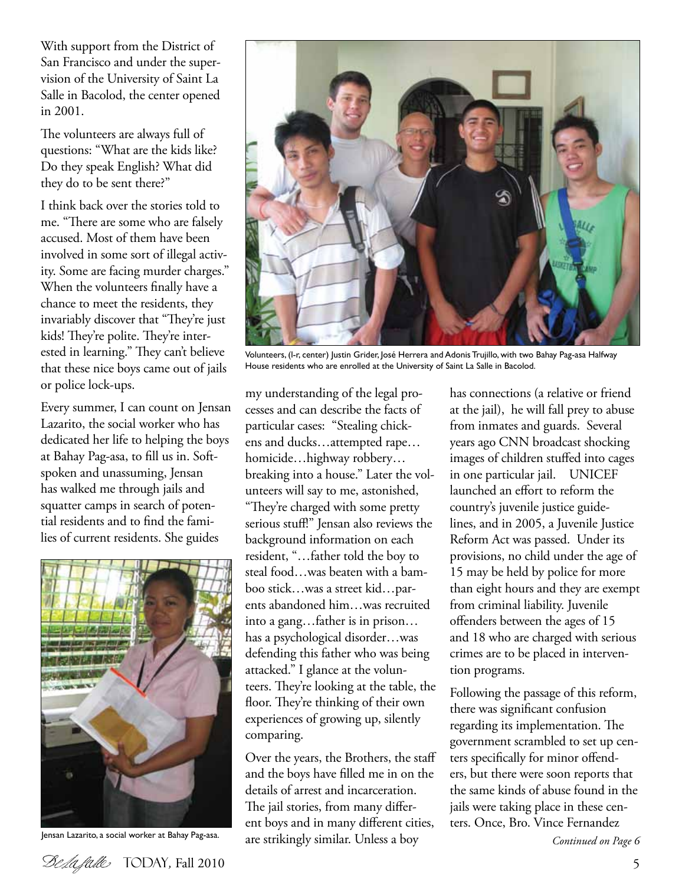With support from the District of San Francisco and under the supervision of the University of Saint La Salle in Bacolod, the center opened in 2001.

The volunteers are always full of questions: "What are the kids like? Do they speak English? What did they do to be sent there?"

I think back over the stories told to me. "There are some who are falsely accused. Most of them have been involved in some sort of illegal activity. Some are facing murder charges." When the volunteers finally have a chance to meet the residents, they invariably discover that "They're just kids! They're polite. They're interested in learning." They can't believe that these nice boys came out of jails or police lock-ups.

Every summer, I can count on Jensan Lazarito, the social worker who has dedicated her life to helping the boys at Bahay Pag-asa, to fill us in. Soft-spoken and unassuming, Jensan has walked me through jails and squatter camps in search of potential residents and to find the families of current residents. She guides my understanding of the legal processes and can describe the facts of particular cases: "Stealing chickens and ducks…attempted rape…homicide…highway robbery…breaking into a house." Later the volunteers will say to me, astonished, "They're charged with some pretty serious stuff!" Jensan also reviews the background information on each resident, "…father told the boy to steal food…was beaten with a bamboo stick…was a street kid…parents abandoned him…was recruited into a gang…father is in prison…has a psychological disorder…was defending this father who was being attacked." I glance at the volunteers. They're looking at the table, the floor. They're thinking of their own experiences of growing up, silently comparing.

Jensan Lazarito, a social worker at Bahay Pag-asa.

Volunteers, (l-r, center) Justin Grider, José Herrera and Adonis Trujillo, with two Bahay Pag-asa Halfway House residents who are enrolled at the University of Saint La Salle in Bacolod.

Over the years, the Brothers, the staff and the boys have filled me in on the details of arrest and incarceration. The jail stories, from many different boys and in many different cities, are strikingly similar. Unless a boy has connections (a relative or friend at the jail), he will fall prey to abuse from inmates and guards. Several years ago CNN broadcast shocking images of children stuffed into cages in one particular jail. UNICEF launched an effort to reform the country's juvenile justice guidelines, and in 2005, a Juvenile Justice Reform Act was passed. Under its provisions, no child under the age of 15 may be held by police for more than eight hours and they are exempt from criminal liability. Juvenile offenders between the ages of 15 and 18 who are charged with serious crimes are to be placed in intervention programs.

Following the passage of this reform, there was significant confusion regarding its implementation. The government scrambled to set up centers specifically for minor offenders, but there were soon reports that the same kinds of abuse found in the jails were taking place in these centers. Once, Bro. Vince Fernandez

*Continued on Page 6*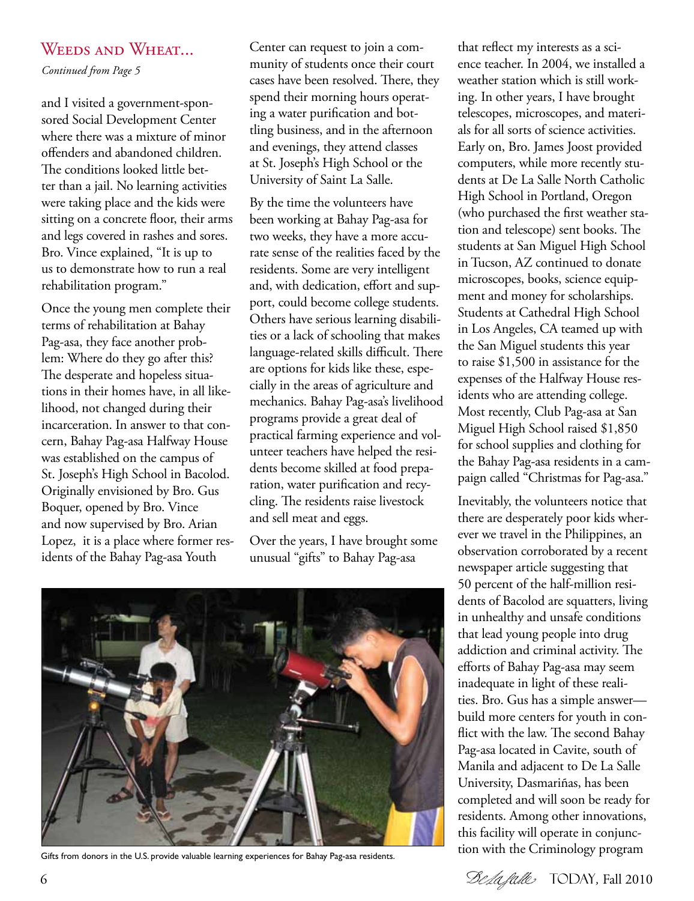## Weeds and Wheat...

*Continued from Page 5*

and I visited a government-sponsored Social Development Center where there was a mixture of minor offenders and abandoned children. The conditions looked little better than a jail. No learning activities were taking place and the kids were sitting on a concrete floor, their arms and legs covered in rashes and sores. Bro. Vince explained, "It is up to us to demonstrate how to run a real rehabilitation program."

Once the young men complete their terms of rehabilitation at Bahay Pag-asa, they face another problem: Where do they go after this? The desperate and hopeless situations in their homes have, in all likelihood, not changed during their incarceration. In answer to that concern, Bahay Pag-asa Halfway House was established on the campus of St. Joseph's High School in Bacolod. Originally envisioned by Bro. Gus Boquer, opened by Bro. Vince and now supervised by Bro. Arian Lopez, it is a place where former residents of the Bahay Pag-asa Youth Center can request to join a community of students once their court cases have been resolved. There, they spend their morning hours operating a water purification and bottling business, and in the afternoon and evenings, they attend classes at St. Joseph's High School or the University of Saint La Salle.

By the time the volunteers have been working at Bahay Pag-asa for two weeks, they have a more accurate sense of the realities faced by the residents. Some are very intelligent and, with dedication, effort and support, could become college students. Others have serious learning disabilities or a lack of schooling that makes language-related skills difficult. There are options for kids like these, especially in the areas of agriculture and mechanics. Bahay Pag-asa's livelihood programs provide a great deal of practical farming experience and volunteer teachers have helped the residents become skilled at food preparation, water purification and recycling. The residents raise livestock and sell meat and eggs.

Over the years, I have brought some unusual "gifts" to Bahay Pag-asa that reflect my interests as a science teacher. In 2004, we installed a weather station which is still working. In other years, I have brought telescopes, microscopes, and materials for all sorts of science activities. Early on, Bro. James Joost provided computers, while more recently students at De La Salle North Catholic High School in Portland, Oregon (who purchased the first weather station and telescope) sent books. The students at San Miguel High School in Tucson, AZ continued to donate microscopes, books, science equipment and money for scholarships. Students at Cathedral High School in Los Angeles, CA teamed up with the San Miguel students this year to raise $1,500 in assistance for the expenses of the Halfway House residents who are attending college. Most recently, Club Pag-asa at San Miguel High School raised $1,850 for school supplies and clothing for the Bahay Pag-asa residents in a campaign called "Christmas for Pag-asa."

Inevitably, the volunteers notice that there are desperately poor kids wherever we travel in the Philippines, an observation corroborated by a recent newspaper article suggesting that 50 percent of the half-million residents of Bacolod are squatters, living in unhealthy and unsafe conditions that lead young people into drug addiction and criminal activity. The efforts of Bahay Pag-asa may seem inadequate in light of these realities. Bro. Gus has a simple answer—build more centers for youth in conflict with the law. The second Bahay Pag-asa located in Cavite, south of Manila and adjacent to De La Salle University, Dasmariñas, has been completed and will soon be ready for residents. Among other innovations, this facility will operate in conjunction with the Criminology program

Gifts from donors in the U.S. provide valuable learning experiences for Bahay Pag-asa residents.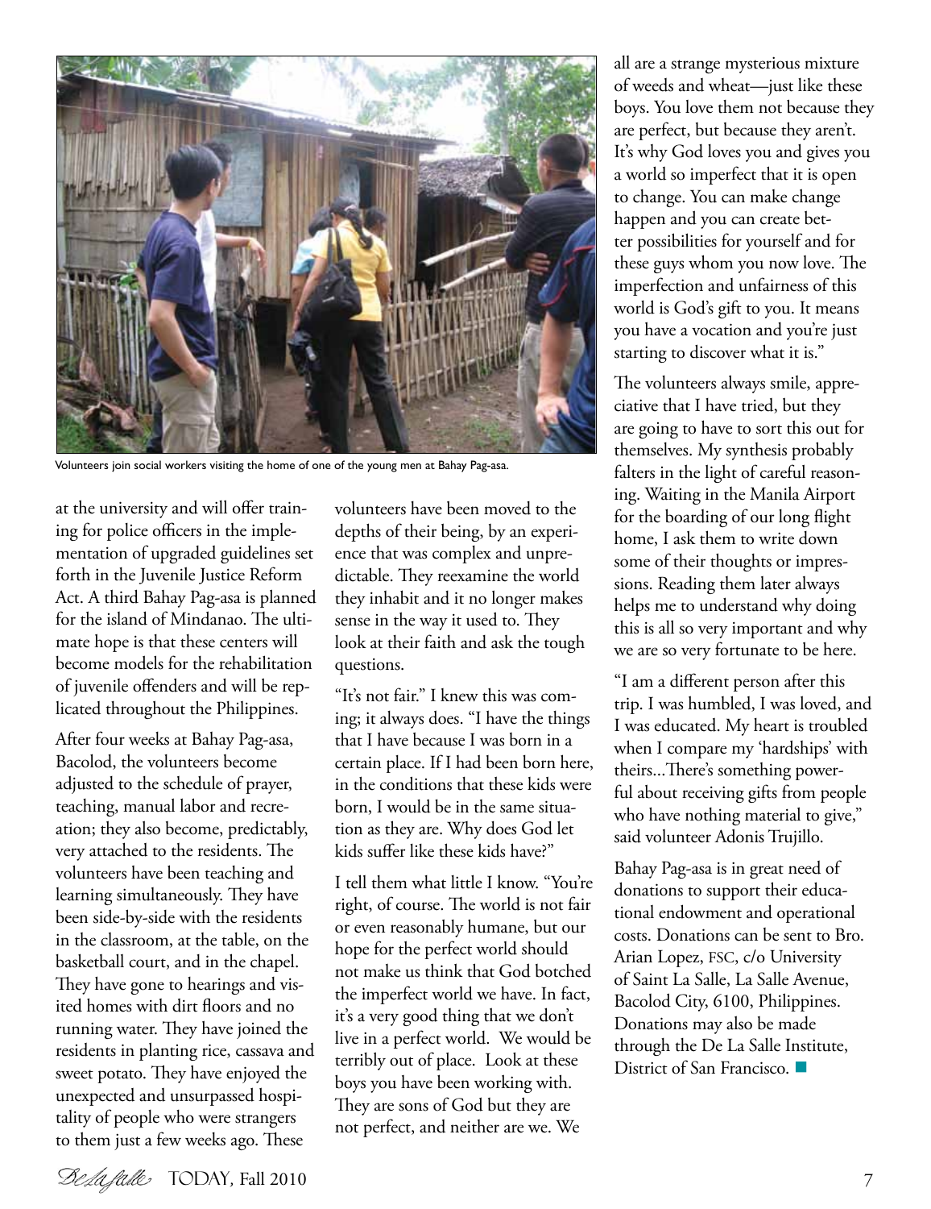Volunteers join social workers visiting the home of one of the young men at Bahay Pag-asa.

at the university and will offer training for police officers in the implementation of upgraded guidelines set forth in the Juvenile Justice Reform Act. A third Bahay Pag-asa is planned for the island of Mindanao. The ultimate hope is that these centers will become models for the rehabilitation of juvenile offenders and will be replicated throughout the Philippines.

After four weeks at Bahay Pag-asa, Bacolod, the volunteers become adjusted to the schedule of prayer, teaching, manual labor and recreation; they also become, predictably, very attached to the residents. The volunteers have been teaching and learning simultaneously. They have been side-by-side with the residents in the classroom, at the table, on the basketball court, and in the chapel. They have gone to hearings and visited homes with dirt floors and no running water. They have joined the residents in planting rice, cassava and sweet potato. They have enjoyed the unexpected and unsurpassed hospitality of people who were strangers to them just a few weeks ago. These volunteers have been moved to the depths of their being, by an experience that was complex and unpredictable. They reexamine the world they inhabit and it no longer makes sense in the way it used to. They look at their faith and ask the tough questions.

"It's not fair." I knew this was coming; it always does. "I have the things that I have because I was born in a certain place. If I had been born here, in the conditions that these kids were born, I would be in the same situation as they are. Why does God let kids suffer like these kids have?"

I tell them what little I know. "You're right, of course. The world is not fair or even reasonably humane, but our hope for the perfect world should not make us think that God botched the imperfect world we have. In fact, it's a very good thing that we don't live in a perfect world. We would be terribly out of place. Look at these boys you have been working with. They are sons of God but they are not perfect, and neither are we. We all are a strange mysterious mixture of weeds and wheat—just like these boys. You love them not because they are perfect, but because they aren't. It's why God loves you and gives you a world so imperfect that it is open to change. You can make change happen and you can create better possibilities for yourself and for these guys whom you now love. The imperfection and unfairness of this world is God's gift to you. It means you have a vocation and you're just starting to discover what it is."

The volunteers always smile, appreciative that I have tried, but they are going to have to sort this out for themselves. My synthesis probably falters in the light of careful reasoning. Waiting in the Manila Airport for the boarding of our long flight home, I ask them to write down some of their thoughts or impressions. Reading them later always helps me to understand why doing this is all so very important and why we are so very fortunate to be here.

"I am a different person after this trip. I was humbled, I was loved, and I was educated. My heart is troubled when I compare my 'hardships' with theirs...There's something powerful about receiving gifts from people who have nothing material to give," said volunteer Adonis Trujillo.

Bahay Pag-asa is in great need of donations to support their educational endowment and operational costs. Donations can be sent to Bro. Arian Lopez, FSC, c/o University of Saint La Salle, La Salle Avenue, Bacolod City, 6100, Philippines. Donations may also be made through the De La Salle Institute, District of San Francisco. ■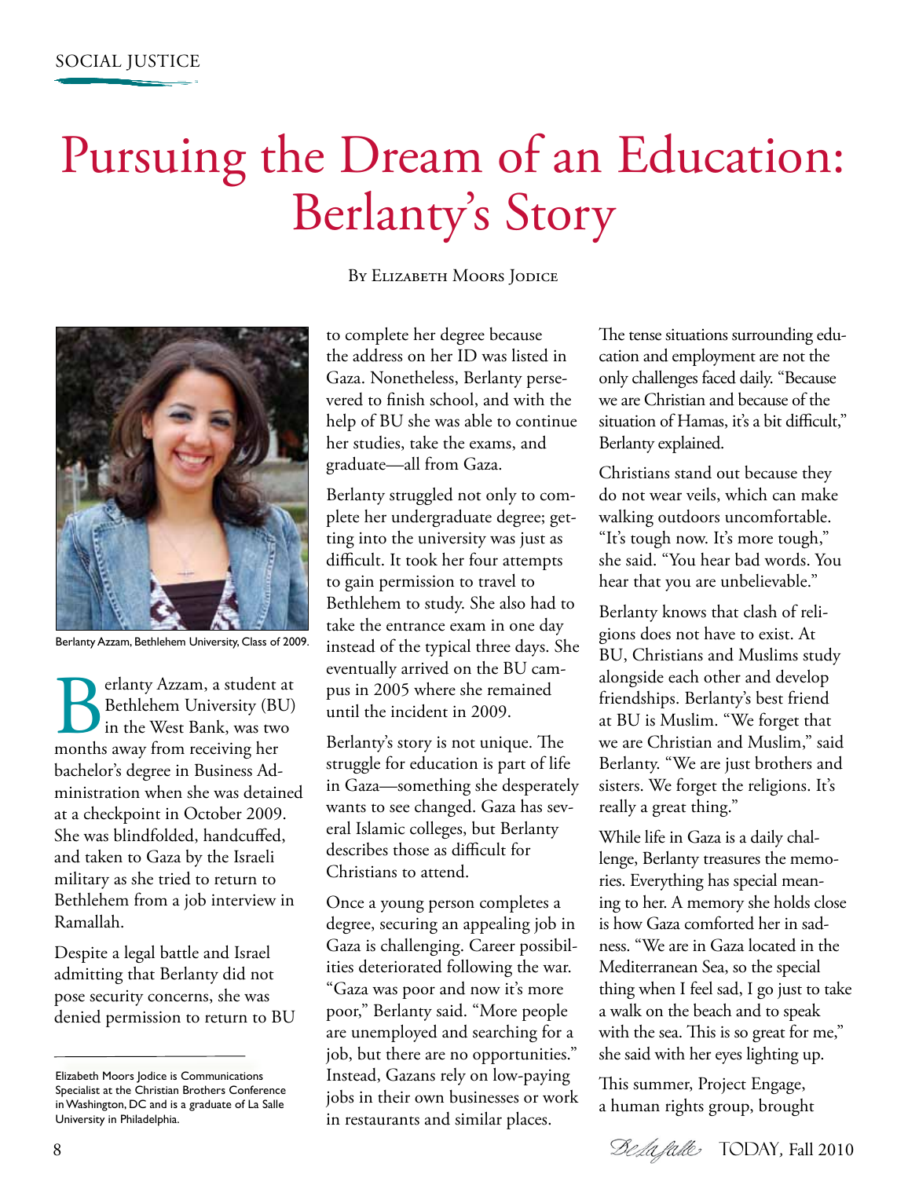SOCIAL JUSTICE

# Pursuing the Dream of an Education: Berlanty's Story

By Elizabeth Moors Jodice

Berlanty Azzam, Bethlehem University, Class of 2009.

Berlanty Azzam, a student at Bethlehem University (BU) in the West Bank, was two months away from receiving her bachelor's degree in Business Administration when she was detained at a checkpoint in October 2009. She was blindfolded, handcuffed, and taken to Gaza by the Israeli military as she tried to return to Bethlehem from a job interview in Ramallah.

Despite a legal battle and Israel admitting that Berlanty did not pose security concerns, she was denied permission to return to BU to complete her degree because the address on her ID was listed in Gaza. Nonetheless, Berlanty persevered to finish school, and with the help of BU she was able to continue her studies, take the exams, and graduate—all from Gaza.

Berlanty struggled not only to complete her undergraduate degree; getting into the university was just as difficult. It took her four attempts to gain permission to travel to Bethlehem to study. She also had to take the entrance exam in one day instead of the typical three days. She eventually arrived on the BU campus in 2005 where she remained until the incident in 2009.

Berlanty's story is not unique. The struggle for education is part of life in Gaza—something she desperately wants to see changed. Gaza has several Islamic colleges, but Berlanty describes those as difficult for Christians to attend.

Once a young person completes a degree, securing an appealing job in Gaza is challenging. Career possibilities deteriorated following the war. "Gaza was poor and now it's more poor," Berlanty said. "More people are unemployed and searching for a job, but there are no opportunities." Instead, Gazans rely on low-paying jobs in their own businesses or work in restaurants and similar places.

The tense situations surrounding education and employment are not the only challenges faced daily. "Because we are Christian and because of the situation of Hamas, it's a bit difficult," Berlanty explained.

Christians stand out because they do not wear veils, which can make walking outdoors uncomfortable. "It's tough now. It's more tough," she said. "You hear bad words. You hear that you are unbelievable."

Berlanty knows that clash of religions does not have to exist. At BU, Christians and Muslims study alongside each other and develop friendships. Berlanty's best friend at BU is Muslim. "We forget that we are Christian and Muslim," said Berlanty. "We are just brothers and sisters. We forget the religions. It's really a great thing."

While life in Gaza is a daily challenge, Berlanty treasures the memories. Everything has special meaning to her. A memory she holds close is how Gaza comforted her in sadness. "We are in Gaza located in the Mediterranean Sea, so the special thing when I feel sad, I go just to take a walk on the beach and to speak with the sea. This is so great for me," she said with her eyes lighting up.

This summer, Project Engage, a human rights group, brought

---

Elizabeth Moors Jodice is Communications Specialist at the Christian Brothers Conference in Washington, DC and is a graduate of La Salle University in Philadelphia.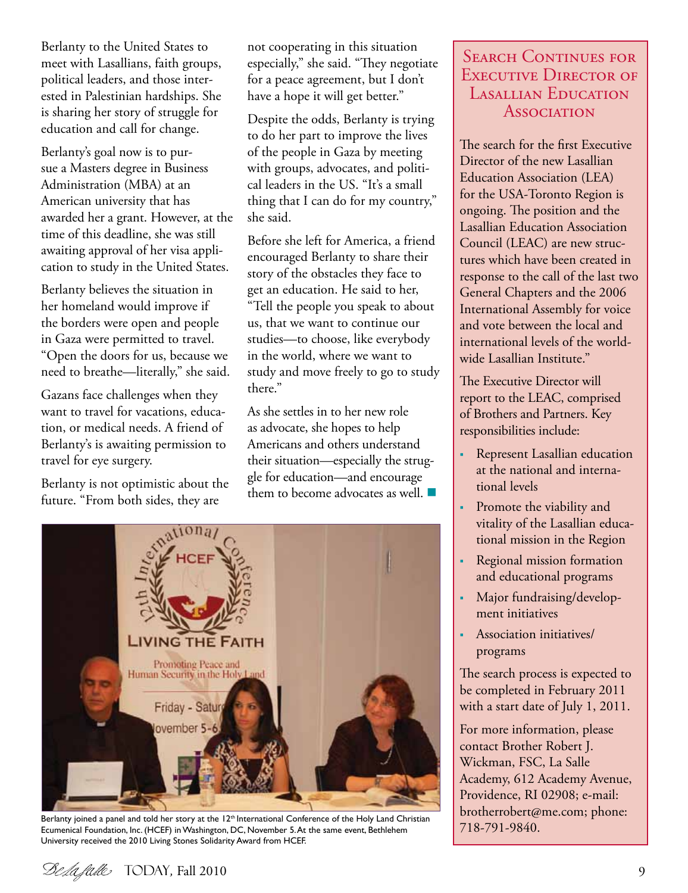Berlanty to the United States to meet with Lasallians, faith groups, political leaders, and those interested in Palestinian hardships. She is sharing her story of struggle for education and call for change.

Berlanty's goal now is to pursue a Masters degree in Business Administration (MBA) at an American university that has awarded her a grant. However, at the time of this deadline, she was still awaiting approval of her visa application to study in the United States.

Berlanty believes the situation in her homeland would improve if the borders were open and people in Gaza were permitted to travel. "Open the doors for us, because we need to breathe—literally," she said.

Gazans face challenges when they want to travel for vacations, education, or medical needs. A friend of Berlanty's is awaiting permission to travel for eye surgery.

Berlanty is not optimistic about the future. "From both sides, they are not cooperating in this situation especially," she said. "They negotiate for a peace agreement, but I don't have a hope it will get better."

Despite the odds, Berlanty is trying to do her part to improve the lives of the people in Gaza by meeting with groups, advocates, and political leaders in the US. "It's a small thing that I can do for my country," she said.

Before she left for America, a friend encouraged Berlanty to share their story of the obstacles they face to get an education. He said to her, "Tell the people you speak to about us, that we want to continue our studies—to choose, like everybody in the world, where we want to study and move freely to go to study there."

As she settles in to her new role as advocate, she hopes to help Americans and others understand their situation—especially the struggle for education—and encourage them to become advocates as well.

Berlanty joined a panel and told her story at the 12th International Conference of the Holy Land Christian Ecumenical Foundation, Inc. (HCEF) in Washington, DC, November 5. At the same event, Bethlehem University received the 2010 Living Stones Solidarity Award from HCEF.

## Search Continues for Executive Director of Lasallian Education Association

The search for the first Executive Director of the new Lasallian Education Association (LEA) for the USA-Toronto Region is ongoing. The position and the Lasallian Education Association Council (LEAC) are new structures which have been created in response to the call of the last two General Chapters and the 2006 International Assembly for voice and vote between the local and international levels of the worldwide Lasallian Institute."

The Executive Director will report to the LEAC, comprised of Brothers and Partners. Key responsibilities include:

- Represent Lasallian education at the national and international levels
- Promote the viability and vitality of the Lasallian educational mission in the Region
- Regional mission formation and educational programs
- Major fundraising/development initiatives
- Association initiatives/programs

The search process is expected to be completed in February 2011 with a start date of July 1, 2011.

For more information, please contact Brother Robert J. Wickman, FSC, La Salle Academy, 612 Academy Avenue, Providence, RI 02908; e-mail: brotherrobert@me.com; phone: 718-791-9840.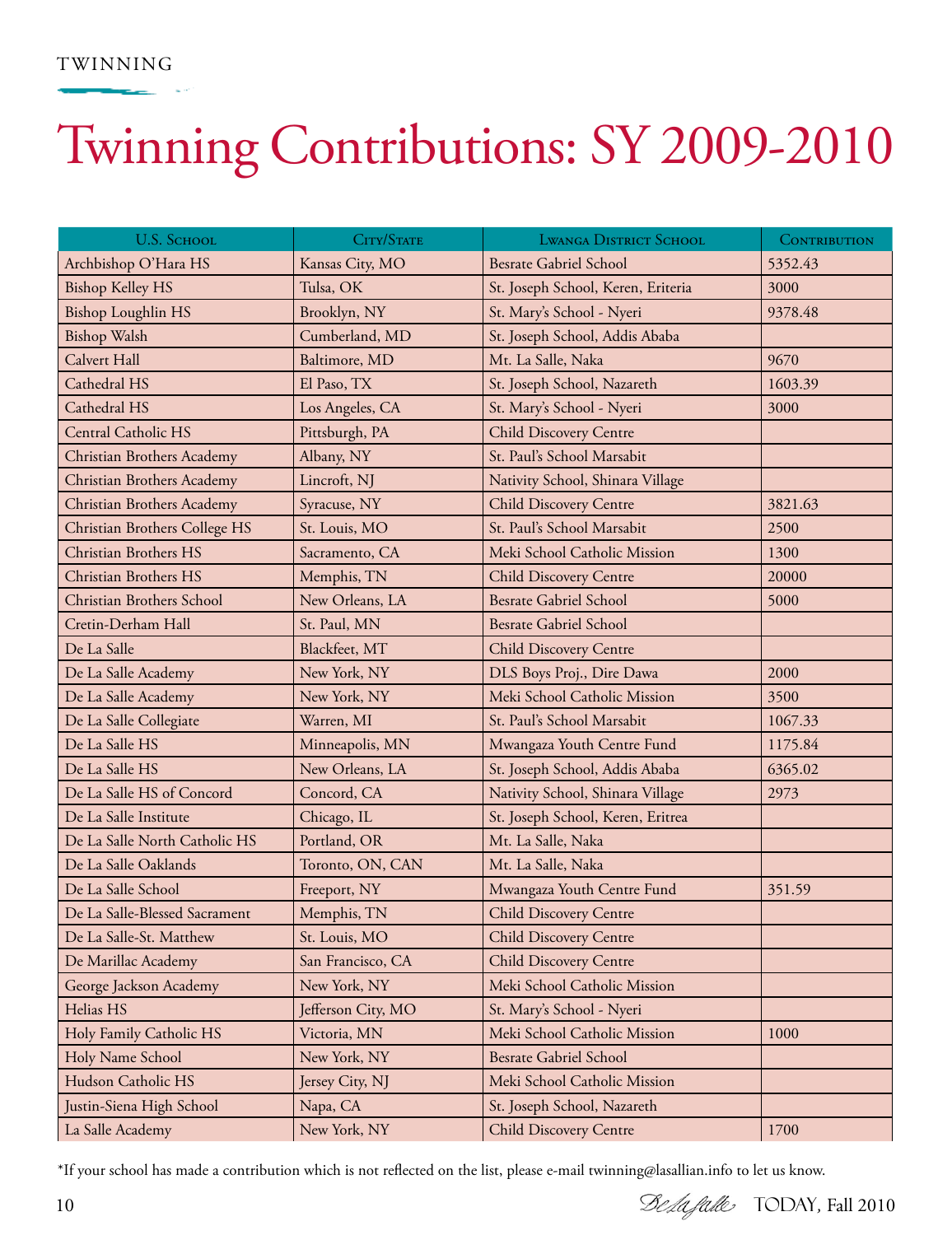TWINNING

# Twinning Contributions: SY 2009-2010

| U.S. School | City/State | Lwanga District School | Contribution |
|---|---|---|---|
| Archbishop O'Hara HS | Kansas City, MO | Besrate Gabriel School | 5352.43 |
| Bishop Kelley HS | Tulsa, OK | St. Joseph School, Keren, Eriteria | 3000 |
| Bishop Loughlin HS | Brooklyn, NY | St. Mary's School - Nyeri | 9378.48 |
| Bishop Walsh | Cumberland, MD | St. Joseph School, Addis Ababa | |
| Calvert Hall | Baltimore, MD | Mt. La Salle, Naka | 9670 |
| Cathedral HS | El Paso, TX | St. Joseph School, Nazareth | 1603.39 |
| Cathedral HS | Los Angeles, CA | St. Mary's School - Nyeri | 3000 |
| Central Catholic HS | Pittsburgh, PA | Child Discovery Centre | |
| Christian Brothers Academy | Albany, NY | St. Paul's School Marsabit | |
| Christian Brothers Academy | Lincroft, NJ | Nativity School, Shinara Village | |
| Christian Brothers Academy | Syracuse, NY | Child Discovery Centre | 3821.63 |
| Christian Brothers College HS | St. Louis, MO | St. Paul's School Marsabit | 2500 |
| Christian Brothers HS | Sacramento, CA | Meki School Catholic Mission | 1300 |
| Christian Brothers HS | Memphis, TN | Child Discovery Centre | 20000 |
| Christian Brothers School | New Orleans, LA | Besrate Gabriel School | 5000 |
| Cretin-Derham Hall | St. Paul, MN | Besrate Gabriel School | |
| De La Salle | Blackfeet, MT | Child Discovery Centre | |
| De La Salle Academy | New York, NY | DLS Boys Proj., Dire Dawa | 2000 |
| De La Salle Academy | New York, NY | Meki School Catholic Mission | 3500 |
| De La Salle Collegiate | Warren, MI | St. Paul's School Marsabit | 1067.33 |
| De La Salle HS | Minneapolis, MN | Mwangaza Youth Centre Fund | 1175.84 |
| De La Salle HS | New Orleans, LA | St. Joseph School, Addis Ababa | 6365.02 |
| De La Salle HS of Concord | Concord, CA | Nativity School, Shinara Village | 2973 |
| De La Salle Institute | Chicago, IL | St. Joseph School, Keren, Eritrea | |
| De La Salle North Catholic HS | Portland, OR | Mt. La Salle, Naka | |
| De La Salle Oaklands | Toronto, ON, CAN | Mt. La Salle, Naka | |
| De La Salle School | Freeport, NY | Mwangaza Youth Centre Fund | 351.59 |
| De La Salle-Blessed Sacrament | Memphis, TN | Child Discovery Centre | |
| De La Salle-St. Matthew | St. Louis, MO | Child Discovery Centre | |
| De Marillac Academy | San Francisco, CA | Child Discovery Centre | |
| George Jackson Academy | New York, NY | Meki School Catholic Mission | |
| Helias HS | Jefferson City, MO | St. Mary's School - Nyeri | |
| Holy Family Catholic HS | Victoria, MN | Meki School Catholic Mission | 1000 |
| Holy Name School | New York, NY | Besrate Gabriel School | |
| Hudson Catholic HS | Jersey City, NJ | Meki School Catholic Mission | |
| Justin-Siena High School | Napa, CA | St. Joseph School, Nazareth | |
| La Salle Academy | New York, NY | Child Discovery Centre | 1700 |

*If your school has made a contribution which is not reflected on the list, please e-mail twinning@lasallian.info to let us know.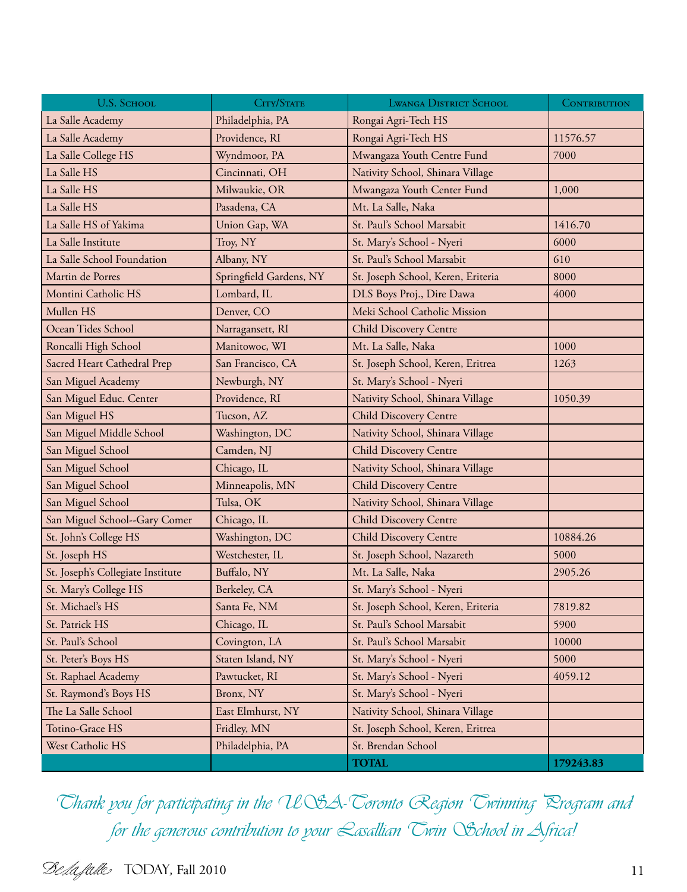| U.S. School | City/State | Lwanga District School | Contribution |
|---|---|---|---|
| La Salle Academy | Philadelphia, PA | Rongai Agri-Tech HS | |
| La Salle Academy | Providence, RI | Rongai Agri-Tech HS | 11576.57 |
| La Salle College HS | Wyndmoor, PA | Mwangaza Youth Centre Fund | 7000 |
| La Salle HS | Cincinnati, OH | Nativity School, Shinara Village | |
| La Salle HS | Milwaukie, OR | Mwangaza Youth Center Fund | 1,000 |
| La Salle HS | Pasadena, CA | Mt. La Salle, Naka | |
| La Salle HS of Yakima | Union Gap, WA | St. Paul's School Marsabit | 1416.70 |
| La Salle Institute | Troy, NY | St. Mary's School - Nyeri | 6000 |
| La Salle School Foundation | Albany, NY | St. Paul's School Marsabit | 610 |
| Martin de Porres | Springfield Gardens, NY | St. Joseph School, Keren, Eriteria | 8000 |
| Montini Catholic HS | Lombard, IL | DLS Boys Proj., Dire Dawa | 4000 |
| Mullen HS | Denver, CO | Meki School Catholic Mission | |
| Ocean Tides School | Narragansett, RI | Child Discovery Centre | |
| Roncalli High School | Manitowoc, WI | Mt. La Salle, Naka | 1000 |
| Sacred Heart Cathedral Prep | San Francisco, CA | St. Joseph School, Keren, Eritrea | 1263 |
| San Miguel Academy | Newburgh, NY | St. Mary's School - Nyeri | |
| San Miguel Educ. Center | Providence, RI | Nativity School, Shinara Village | 1050.39 |
| San Miguel HS | Tucson, AZ | Child Discovery Centre | |
| San Miguel Middle School | Washington, DC | Nativity School, Shinara Village | |
| San Miguel School | Camden, NJ | Child Discovery Centre | |
| San Miguel School | Chicago, IL | Nativity School, Shinara Village | |
| San Miguel School | Minneapolis, MN | Child Discovery Centre | |
| San Miguel School | Tulsa, OK | Nativity School, Shinara Village | |
| San Miguel School--Gary Comer | Chicago, IL | Child Discovery Centre | |
| St. John's College HS | Washington, DC | Child Discovery Centre | 10884.26 |
| St. Joseph HS | Westchester, IL | St. Joseph School, Nazareth | 5000 |
| St. Joseph's Collegiate Institute | Buffalo, NY | Mt. La Salle, Naka | 2905.26 |
| St. Mary's College HS | Berkeley, CA | St. Mary's School - Nyeri | |
| St. Michael's HS | Santa Fe, NM | St. Joseph School, Keren, Eriteria | 7819.82 |
| St. Patrick HS | Chicago, IL | St. Paul's School Marsabit | 5900 |
| St. Paul's School | Covington, LA | St. Paul's School Marsabit | 10000 |
| St. Peter's Boys HS | Staten Island, NY | St. Mary's School - Nyeri | 5000 |
| St. Raphael Academy | Pawtucket, RI | St. Mary's School - Nyeri | 4059.12 |
| St. Raymond's Boys HS | Bronx, NY | St. Mary's School - Nyeri | |
| The La Salle School | East Elmhurst, NY | Nativity School, Shinara Village | |
| Totino-Grace HS | Fridley, MN | St. Joseph School, Keren, Eritrea | |
| West Catholic HS | Philadelphia, PA | St. Brendan School | |
| | | **TOTAL** | **179243.83** |

*Thank you for participating in the USA-Toronto Region Twinning Program and for the generous contribution to your Lasallian Twin School in Africa!*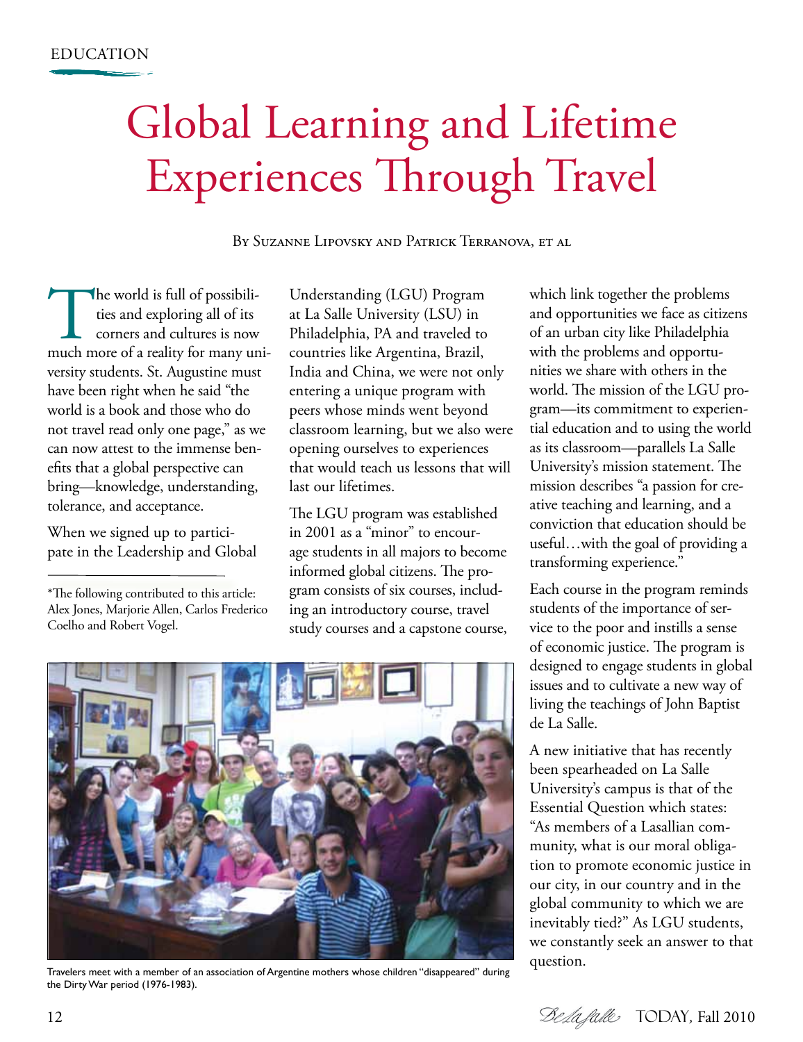EDUCATION

# Global Learning and Lifetime Experiences Through Travel

By Suzanne Lipovsky and Patrick Terranova, et al

The world is full of possibilities and exploring all of its corners and cultures is now much more of a reality for many university students. St. Augustine must have been right when he said "the world is a book and those who do not travel read only one page," as we can now attest to the immense benefits that a global perspective can bring—knowledge, understanding, tolerance, and acceptance.

When we signed up to participate in the Leadership and Global Understanding (LGU) Program at La Salle University (LSU) in Philadelphia, PA and traveled to countries like Argentina, Brazil, India and China, we were not only entering a unique program with peers whose minds went beyond classroom learning, but we also were opening ourselves to experiences that would teach us lessons that will last our lifetimes.

The LGU program was established in 2001 as a "minor" to encourage students in all majors to become informed global citizens. The program consists of six courses, including an introductory course, travel study courses and a capstone course, which link together the problems and opportunities we face as citizens of an urban city like Philadelphia with the problems and opportunities we share with others in the world. The mission of the LGU program—its commitment to experiential education and to using the world as its classroom—parallels La Salle University's mission statement. The mission describes "a passion for creative teaching and learning, and a conviction that education should be useful…with the goal of providing a transforming experience."

Each course in the program reminds students of the importance of service to the poor and instills a sense of economic justice. The program is designed to engage students in global issues and to cultivate a new way of living the teachings of John Baptist de La Salle.

A new initiative that has recently been spearheaded on La Salle University's campus is that of the Essential Question which states: "As members of a Lasallian community, what is our moral obligation to promote economic justice in our city, in our country and in the global community to which we are inevitably tied?" As LGU students, we constantly seek an answer to that question.

Travelers meet with a member of an association of Argentine mothers whose children "disappeared" during the Dirty War period (1976-1983).

---

*The following contributed to this article: Alex Jones, Marjorie Allen, Carlos Frederico Coelho and Robert Vogel.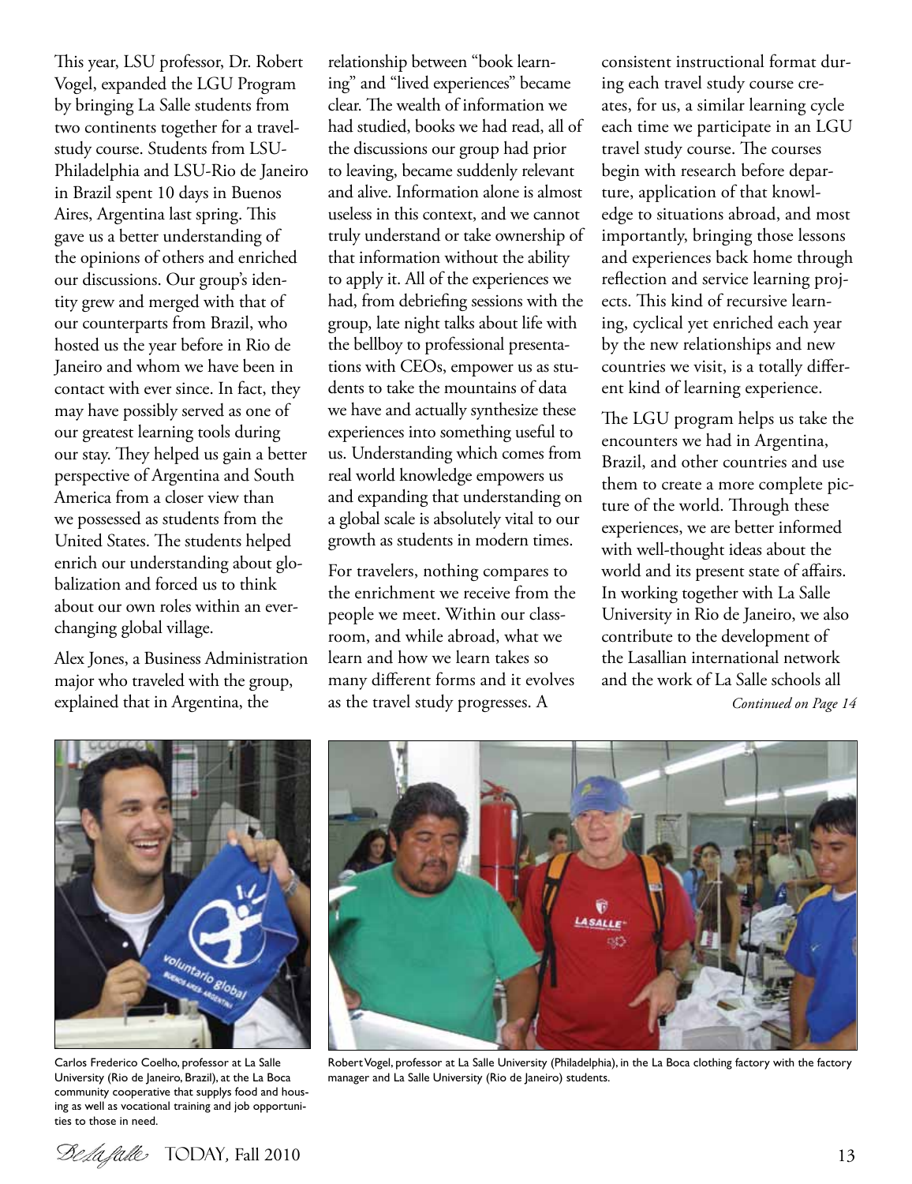This year, LSU professor, Dr. Robert Vogel, expanded the LGU Program by bringing La Salle students from two continents together for a travel-study course. Students from LSU-Philadelphia and LSU-Rio de Janeiro in Brazil spent 10 days in Buenos Aires, Argentina last spring. This gave us a better understanding of the opinions of others and enriched our discussions. Our group's identity grew and merged with that of our counterparts from Brazil, who hosted us the year before in Rio de Janeiro and whom we have been in contact with ever since. In fact, they may have possibly served as one of our greatest learning tools during our stay. They helped us gain a better perspective of Argentina and South America from a closer view than we possessed as students from the United States. The students helped enrich our understanding about globalization and forced us to think about our own roles within an ever-changing global village.

Alex Jones, a Business Administration major who traveled with the group, explained that in Argentina, the relationship between "book learning" and "lived experiences" became clear. The wealth of information we had studied, books we had read, all of the discussions our group had prior to leaving, became suddenly relevant and alive. Information alone is almost useless in this context, and we cannot truly understand or take ownership of that information without the ability to apply it. All of the experiences we had, from debriefing sessions with the group, late night talks about life with the bellboy to professional presentations with CEOs, empower us as students to take the mountains of data we have and actually synthesize these experiences into something useful to us. Understanding which comes from real world knowledge empowers us and expanding that understanding on a global scale is absolutely vital to our growth as students in modern times.

For travelers, nothing compares to the enrichment we receive from the people we meet. Within our classroom, and while abroad, what we learn and how we learn takes so many different forms and it evolves as the travel study progresses. A consistent instructional format during each travel study course creates, for us, a similar learning cycle each time we participate in an LGU travel study course. The courses begin with research before departure, application of that knowledge to situations abroad, and most importantly, bringing those lessons and experiences back home through reflection and service learning projects. This kind of recursive learning, cyclical yet enriched each year by the new relationships and new countries we visit, is a totally different kind of learning experience.

The LGU program helps us take the encounters we had in Argentina, Brazil, and other countries and use them to create a more complete picture of the world. Through these experiences, we are better informed with well-thought ideas about the world and its present state of affairs. In working together with La Salle University in Rio de Janeiro, we also contribute to the development of the Lasallian international network and the work of La Salle schools all

*Continued on Page 14*

Carlos Frederico Coelho, professor at La Salle University (Rio de Janeiro, Brazil), at the La Boca community cooperative that supplys food and housing as well as vocational training and job opportunities to those in need.

Robert Vogel, professor at La Salle University (Philadelphia), in the La Boca clothing factory with the factory manager and La Salle University (Rio de Janeiro) students.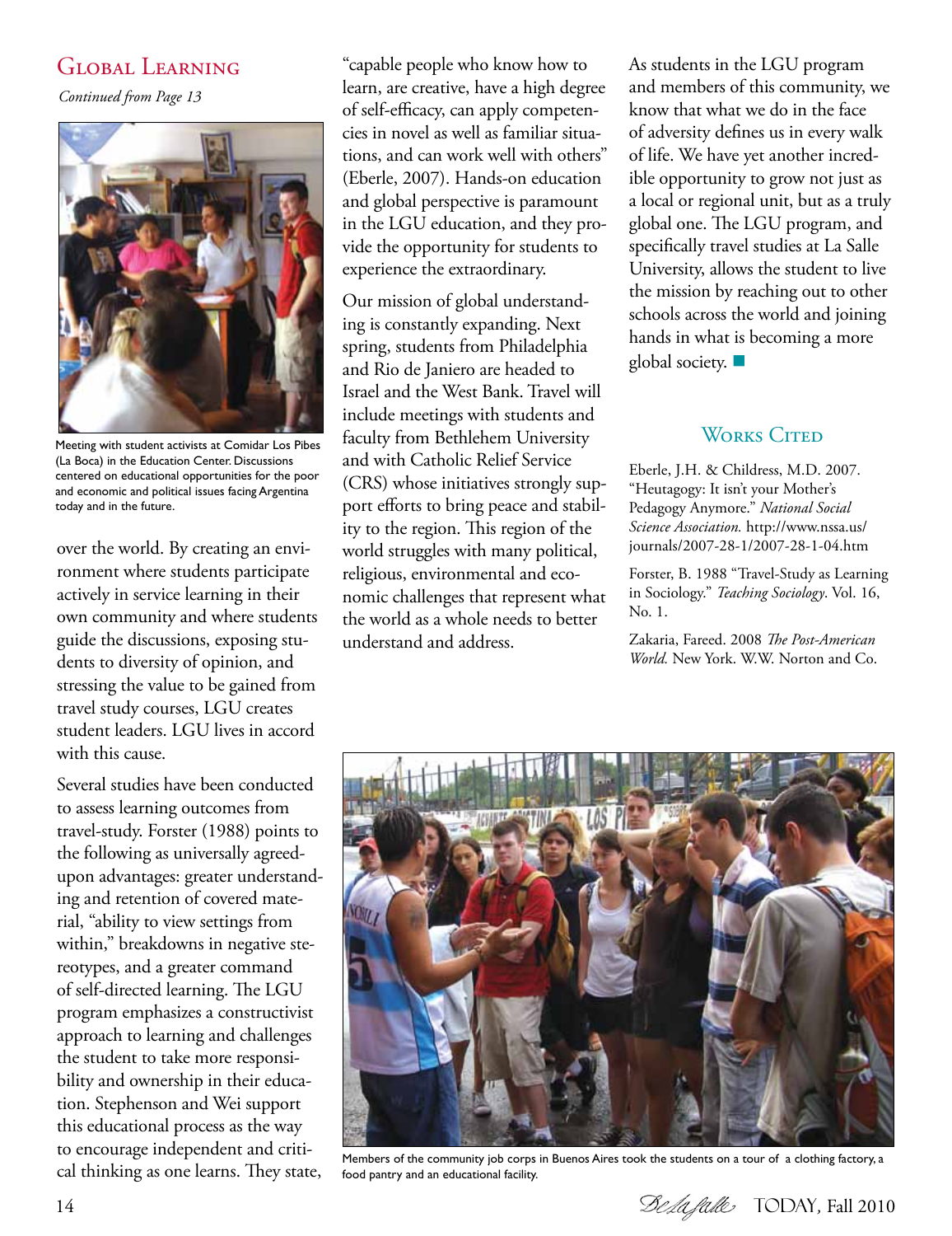## Global Learning

*Continued from Page 13*

Meeting with student activists at Comidar Los Pibes (La Boca) in the Education Center. Discussions centered on educational opportunities for the poor and economic and political issues facing Argentina today and in the future.

over the world. By creating an environment where students participate actively in service learning in their own community and where students guide the discussions, exposing students to diversity of opinion, and stressing the value to be gained from travel study courses, LGU creates student leaders. LGU lives in accord with this cause.

Several studies have been conducted to assess learning outcomes from travel-study. Forster (1988) points to the following as universally agreed-upon advantages: greater understanding and retention of covered material, "ability to view settings from within," breakdowns in negative stereotypes, and a greater command of self-directed learning. The LGU program emphasizes a constructivist approach to learning and challenges the student to take more responsibility and ownership in their education. Stephenson and Wei support this educational process as the way to encourage independent and critical thinking as one learns. They state, "capable people who know how to learn, are creative, have a high degree of self-efficacy, can apply competencies in novel as well as familiar situations, and can work well with others" (Eberle, 2007). Hands-on education and global perspective is paramount in the LGU education, and they provide the opportunity for students to experience the extraordinary.

Our mission of global understanding is constantly expanding. Next spring, students from Philadelphia and Rio de Janiero are headed to Israel and the West Bank. Travel will include meetings with students and faculty from Bethlehem University and with Catholic Relief Service (CRS) whose initiatives strongly support efforts to bring peace and stability to the region. This region of the world struggles with many political, religious, environmental and economic challenges that represent what the world as a whole needs to better understand and address.

As students in the LGU program and members of this community, we know that what we do in the face of adversity defines us in every walk of life. We have yet another incredible opportunity to grow not just as a local or regional unit, but as a truly global one. The LGU program, and specifically travel studies at La Salle University, allows the student to live the mission by reaching out to other schools across the world and joining hands in what is becoming a more global society. ■

### Works Cited

Eberle, J.H. & Childress, M.D. 2007. "Heutagogy: It isn't your Mother's Pedagogy Anymore." *National Social Science Association.* http://www.nssa.us/journals/2007-28-1/2007-28-1-04.htm

Forster, B. 1988 "Travel-Study as Learning in Sociology." *Teaching Sociology*. Vol. 16, No. 1.

Zakaria, Fareed. 2008 *The Post-American World.* New York. W.W. Norton and Co.

Members of the community job corps in Buenos Aires took the students on a tour of a clothing factory, a food pantry and an educational facility.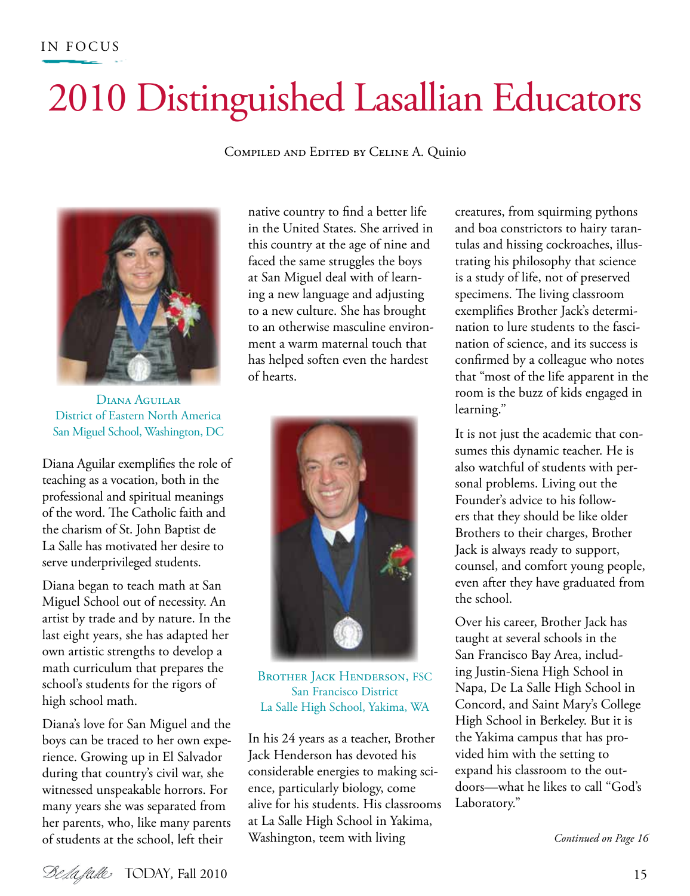IN FOCUS

# 2010 Distinguished Lasallian Educators

Compiled and Edited by Celine A. Quinio

Diana Aguilar
District of Eastern North America
San Miguel School, Washington, DC

Diana Aguilar exemplifies the role of teaching as a vocation, both in the professional and spiritual meanings of the word. The Catholic faith and the charism of St. John Baptist de La Salle has motivated her desire to serve underprivileged students.

Diana began to teach math at San Miguel School out of necessity. An artist by trade and by nature. In the last eight years, she has adapted her own artistic strengths to develop a math curriculum that prepares the school's students for the rigors of high school math.

Diana's love for San Miguel and the boys can be traced to her own experience. Growing up in El Salvador during that country's civil war, she witnessed unspeakable horrors. For many years she was separated from her parents, who, like many parents of students at the school, left their native country to find a better life in the United States. She arrived in this country at the age of nine and faced the same struggles the boys at San Miguel deal with of learning a new language and adjusting to a new culture. She has brought to an otherwise masculine environment a warm maternal touch that has helped soften even the hardest of hearts.

Brother Jack Henderson, FSC
San Francisco District
La Salle High School, Yakima, WA

In his 24 years as a teacher, Brother Jack Henderson has devoted his considerable energies to making science, particularly biology, come alive for his students. His classrooms at La Salle High School in Yakima, Washington, teem with living creatures, from squirming pythons and boa constrictors to hairy tarantulas and hissing cockroaches, illustrating his philosophy that science is a study of life, not of preserved specimens. The living classroom exemplifies Brother Jack's determination to lure students to the fascination of science, and its success is confirmed by a colleague who notes that "most of the life apparent in the room is the buzz of kids engaged in learning."

It is not just the academic that consumes this dynamic teacher. He is also watchful of students with personal problems. Living out the Founder's advice to his followers that they should be like older Brothers to their charges, Brother Jack is always ready to support, counsel, and comfort young people, even after they have graduated from the school.

Over his career, Brother Jack has taught at several schools in the San Francisco Bay Area, including Justin-Siena High School in Napa, De La Salle High School in Concord, and Saint Mary's College High School in Berkeley. But it is the Yakima campus that has provided him with the setting to expand his classroom to the outdoors—what he likes to call "God's Laboratory."

*Continued on Page 16*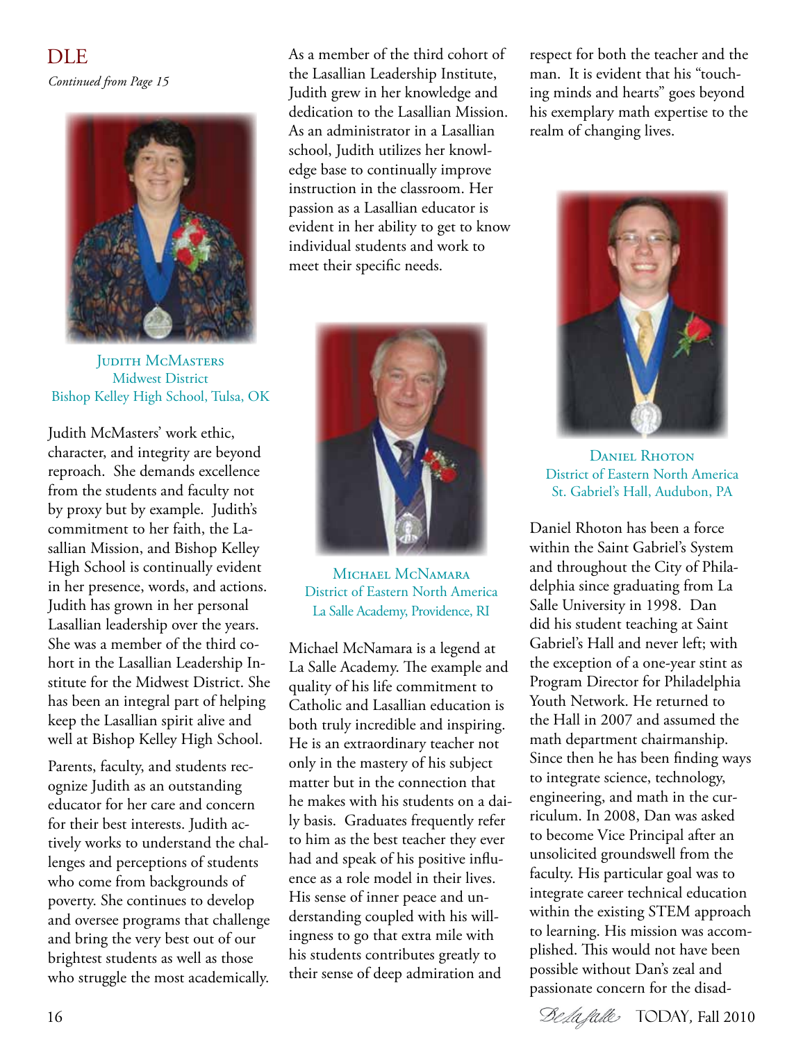# DLE

*Continued from Page 15*

Judith McMasters
Midwest District
Bishop Kelley High School, Tulsa, OK

Judith McMasters' work ethic, character, and integrity are beyond reproach. She demands excellence from the students and faculty not by proxy but by example. Judith's commitment to her faith, the Lasallian Mission, and Bishop Kelley High School is continually evident in her presence, words, and actions. Judith has grown in her personal Lasallian leadership over the years. She was a member of the third cohort in the Lasallian Leadership Institute for the Midwest District. She has been an integral part of helping keep the Lasallian spirit alive and well at Bishop Kelley High School.

Parents, faculty, and students recognize Judith as an outstanding educator for her care and concern for their best interests. Judith actively works to understand the challenges and perceptions of students who come from backgrounds of poverty. She continues to develop and oversee programs that challenge and bring the very best out of our brightest students as well as those who struggle the most academically. As a member of the third cohort of the Lasallian Leadership Institute, Judith grew in her knowledge and dedication to the Lasallian Mission. As an administrator in a Lasallian school, Judith utilizes her knowledge base to continually improve instruction in the classroom. Her passion as a Lasallian educator is evident in her ability to get to know individual students and work to meet their specific needs.

Michael McNamara
District of Eastern North America
La Salle Academy, Providence, RI

Michael McNamara is a legend at La Salle Academy. The example and quality of his life commitment to Catholic and Lasallian education is both truly incredible and inspiring. He is an extraordinary teacher not only in the mastery of his subject matter but in the connection that he makes with his students on a daily basis. Graduates frequently refer to him as the best teacher they ever had and speak of his positive influence as a role model in their lives. His sense of inner peace and understanding coupled with his willingness to go that extra mile with his students contributes greatly to their sense of deep admiration and respect for both the teacher and the man. It is evident that his "touching minds and hearts" goes beyond his exemplary math expertise to the realm of changing lives.

Daniel Rhoton
District of Eastern North America
St. Gabriel's Hall, Audubon, PA

Daniel Rhoton has been a force within the Saint Gabriel's System and throughout the City of Philadelphia since graduating from La Salle University in 1998. Dan did his student teaching at Saint Gabriel's Hall and never left; with the exception of a one-year stint as Program Director for Philadelphia Youth Network. He returned to the Hall in 2007 and assumed the math department chairmanship. Since then he has been finding ways to integrate science, technology, engineering, and math in the curriculum. In 2008, Dan was asked to become Vice Principal after an unsolicited groundswell from the faculty. His particular goal was to integrate career technical education within the existing STEM approach to learning. His mission was accomplished. This would not have been possible without Dan's zeal and passionate concern for the disad-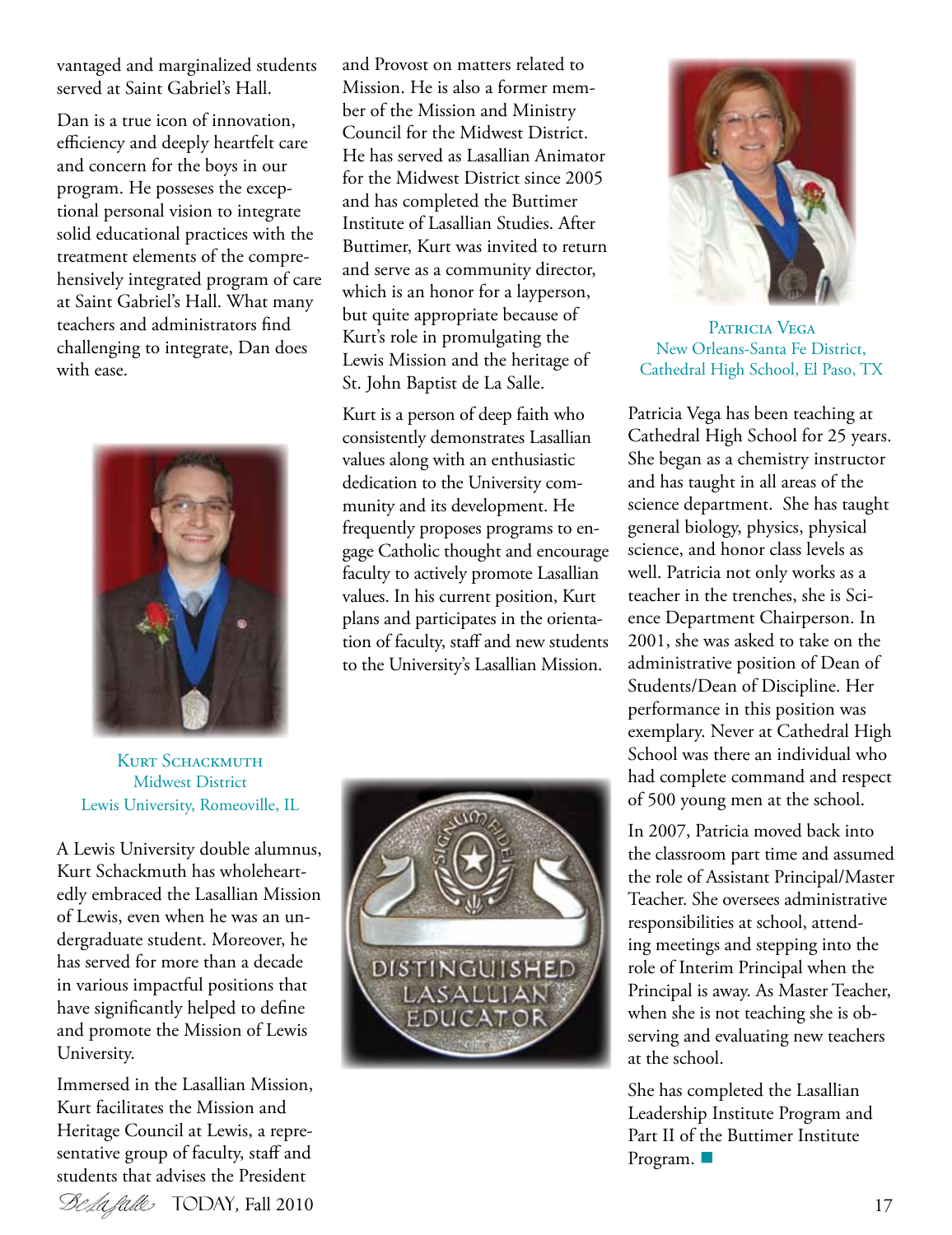vantaged and marginalized students served at Saint Gabriel's Hall.

Dan is a true icon of innovation, efficiency and deeply heartfelt care and concern for the boys in our program. He posseses the exceptional personal vision to integrate solid educational practices with the treatment elements of the comprehensively integrated program of care at Saint Gabriel's Hall. What many teachers and administrators find challenging to integrate, Dan does with ease.

Kurt Schackmuth
Midwest District
Lewis University, Romeoville, IL

A Lewis University double alumnus, Kurt Schackmuth has wholeheartedly embraced the Lasallian Mission of Lewis, even when he was an undergraduate student. Moreover, he has served for more than a decade in various impactful positions that have significantly helped to define and promote the Mission of Lewis University.

Immersed in the Lasallian Mission, Kurt facilitates the Mission and Heritage Council at Lewis, a representative group of faculty, staff and students that advises the President and Provost on matters related to Mission. He is also a former member of the Mission and Ministry Council for the Midwest District. He has served as Lasallian Animator for the Midwest District since 2005 and has completed the Buttimer Institute of Lasallian Studies. After Buttimer, Kurt was invited to return and serve as a community director, which is an honor for a layperson, but quite appropriate because of Kurt's role in promulgating the Lewis Mission and the heritage of St. John Baptist de La Salle.

Kurt is a person of deep faith who consistently demonstrates Lasallian values along with an enthusiastic dedication to the University community and its development. He frequently proposes programs to engage Catholic thought and encourage faculty to actively promote Lasallian values. In his current position, Kurt plans and participates in the orientation of faculty, staff and new students to the University's Lasallian Mission.

Patricia Vega
New Orleans-Santa Fe District,
Cathedral High School, El Paso, TX

Patricia Vega has been teaching at Cathedral High School for 25 years. She began as a chemistry instructor and has taught in all areas of the science department. She has taught general biology, physics, physical science, and honor class levels as well. Patricia not only works as a teacher in the trenches, she is Science Department Chairperson. In 2001, she was asked to take on the administrative position of Dean of Students/Dean of Discipline. Her performance in this position was exemplary. Never at Cathedral High School was there an individual who had complete command and respect of 500 young men at the school.

In 2007, Patricia moved back into the classroom part time and assumed the role of Assistant Principal/Master Teacher. She oversees administrative responsibilities at school, attending meetings and stepping into the role of Interim Principal when the Principal is away. As Master Teacher, when she is not teaching she is observing and evaluating new teachers at the school.

She has completed the Lasallian Leadership Institute Program and Part II of the Buttimer Institute Program. ■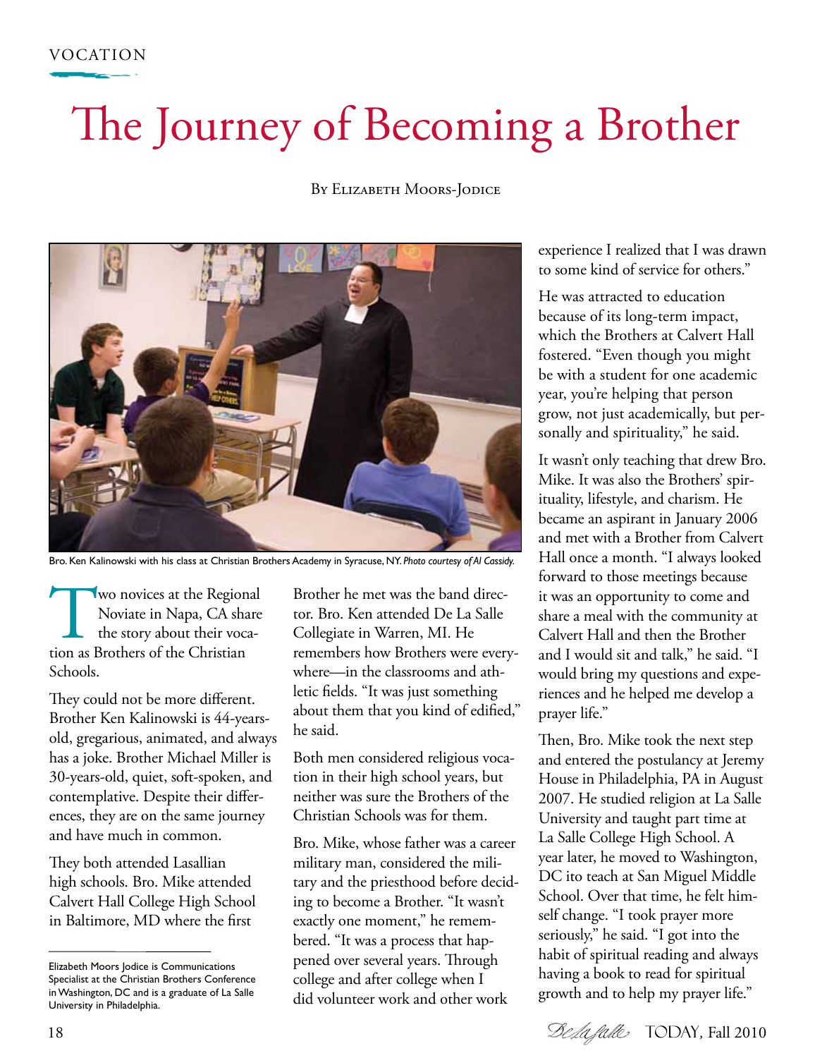VOCATION

# The Journey of Becoming a Brother

By Elizabeth Moors-Jodice

Bro. Ken Kalinowski with his class at Christian Brothers Academy in Syracuse, NY. *Photo courtesy of Al Cassidy.*

Two novices at the Regional Noviate in Napa, CA share the story about their vocation as Brothers of the Christian Schools.

They could not be more different. Brother Ken Kalinowski is 44-years-old, gregarious, animated, and always has a joke. Brother Michael Miller is 30-years-old, quiet, soft-spoken, and contemplative. Despite their differences, they are on the same journey and have much in common.

They both attended Lasallian high schools. Bro. Mike attended Calvert Hall College High School in Baltimore, MD where the first Brother he met was the band director. Bro. Ken attended De La Salle Collegiate in Warren, MI. He remembers how Brothers were everywhere—in the classrooms and athletic fields. "It was just something about them that you kind of edified," he said.

Both men considered religious vocation in their high school years, but neither was sure the Brothers of the Christian Schools was for them.

Bro. Mike, whose father was a career military man, considered the military and the priesthood before deciding to become a Brother. "It wasn't exactly one moment," he remembered. "It was a process that happened over several years. Through college and after college when I did volunteer work and other work experience I realized that I was drawn to some kind of service for others."

He was attracted to education because of its long-term impact, which the Brothers at Calvert Hall fostered. "Even though you might be with a student for one academic year, you're helping that person grow, not just academically, but personally and spirituality," he said.

It wasn't only teaching that drew Bro. Mike. It was also the Brothers' spirituality, lifestyle, and charism. He became an aspirant in January 2006 and met with a Brother from Calvert Hall once a month. "I always looked forward to those meetings because it was an opportunity to come and share a meal with the community at Calvert Hall and then the Brother and I would sit and talk," he said. "I would bring my questions and experiences and he helped me develop a prayer life."

Then, Bro. Mike took the next step and entered the postulancy at Jeremy House in Philadelphia, PA in August 2007. He studied religion at La Salle University and taught part time at La Salle College High School. A year later, he moved to Washington, DC ito teach at San Miguel Middle School. Over that time, he felt himself change. "I took prayer more seriously," he said. "I got into the habit of spiritual reading and always having a book to read for spiritual growth and to help my prayer life."

---

Elizabeth Moors Jodice is Communications Specialist at the Christian Brothers Conference in Washington, DC and is a graduate of La Salle University in Philadelphia.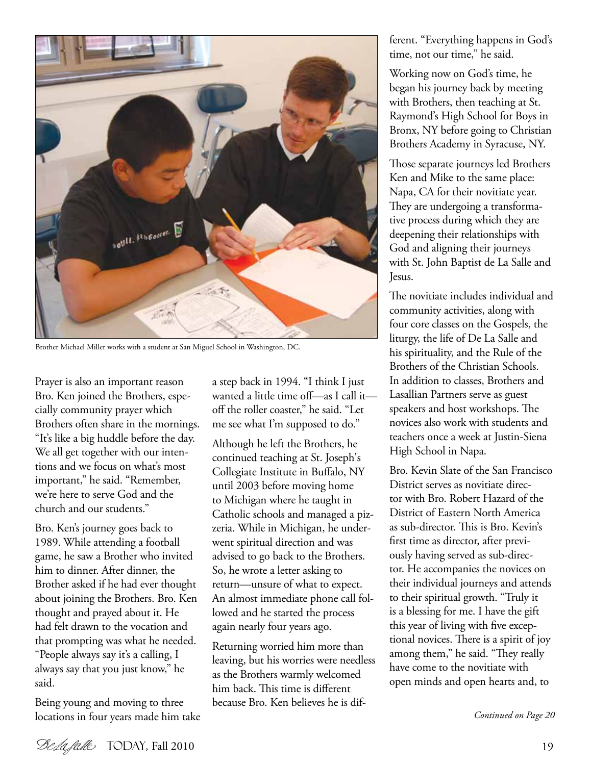Brother Michael Miller works with a student at San Miguel School in Washington, DC.

Prayer is also an important reason Bro. Ken joined the Brothers, especially community prayer which Brothers often share in the mornings. "It's like a big huddle before the day. We all get together with our intentions and we focus on what's most important," he said. "Remember, we're here to serve God and the church and our students."

Bro. Ken's journey goes back to 1989. While attending a football game, he saw a Brother who invited him to dinner. After dinner, the Brother asked if he had ever thought about joining the Brothers. Bro. Ken thought and prayed about it. He had felt drawn to the vocation and that prompting was what he needed. "People always say it's a calling, I always say that you just know," he said.

Being young and moving to three locations in four years made him take a step back in 1994. "I think I just wanted a little time off—as I call it—off the roller coaster," he said. "Let me see what I'm supposed to do."

Although he left the Brothers, he continued teaching at St. Joseph's Collegiate Institute in Buffalo, NY until 2003 before moving home to Michigan where he taught in Catholic schools and managed a pizzeria. While in Michigan, he underwent spiritual direction and was advised to go back to the Brothers. So, he wrote a letter asking to return—unsure of what to expect. An almost immediate phone call followed and he started the process again nearly four years ago.

Returning worried him more than leaving, but his worries were needless as the Brothers warmly welcomed him back. This time is different because Bro. Ken believes he is different. "Everything happens in God's time, not our time," he said.

Working now on God's time, he began his journey back by meeting with Brothers, then teaching at St. Raymond's High School for Boys in Bronx, NY before going to Christian Brothers Academy in Syracuse, NY.

Those separate journeys led Brothers Ken and Mike to the same place: Napa, CA for their novitiate year. They are undergoing a transformative process during which they are deepening their relationships with God and aligning their journeys with St. John Baptist de La Salle and Jesus.

The novitiate includes individual and community activities, along with four core classes on the Gospels, the liturgy, the life of De La Salle and his spirituality, and the Rule of the Brothers of the Christian Schools. In addition to classes, Brothers and Lasallian Partners serve as guest speakers and host workshops. The novices also work with students and teachers once a week at Justin-Siena High School in Napa.

Bro. Kevin Slate of the San Francisco District serves as novitiate director with Bro. Robert Hazard of the District of Eastern North America as sub-director. This is Bro. Kevin's first time as director, after previously having served as sub-director. He accompanies the novices on their individual journeys and attends to their spiritual growth. "Truly it is a blessing for me. I have the gift this year of living with five exceptional novices. There is a spirit of joy among them," he said. "They really have come to the novitiate with open minds and open hearts and, to

*Continued on Page 20*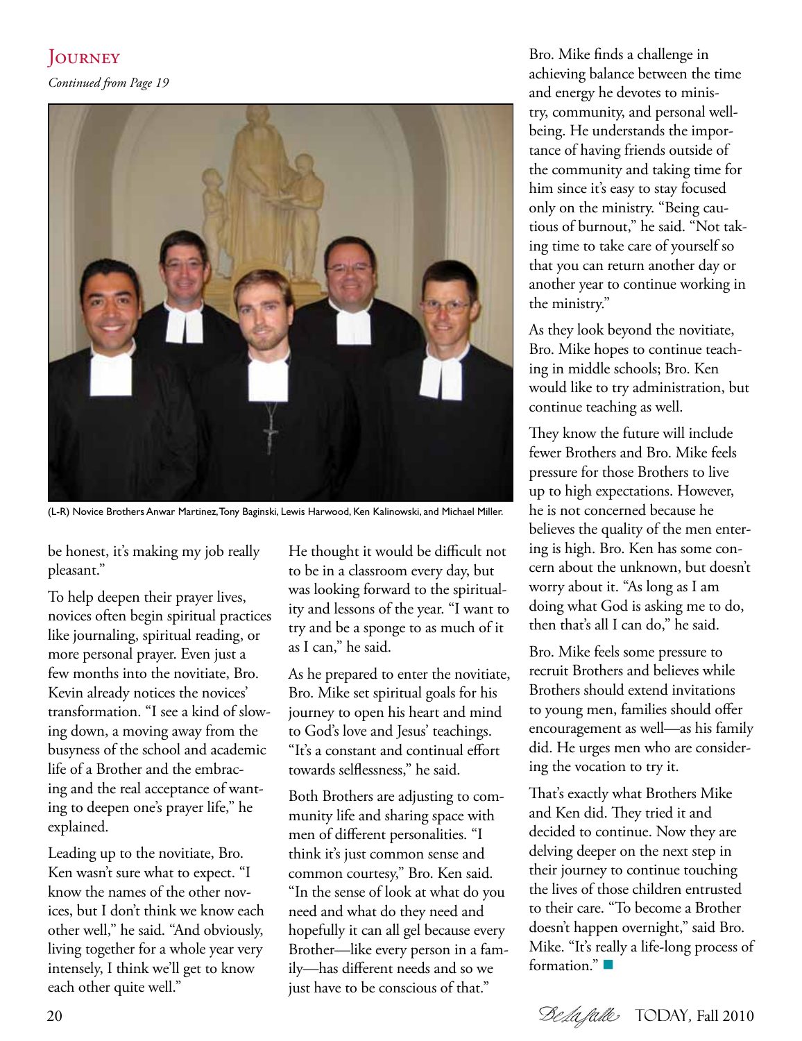## Journey

*Continued from Page 19*

(L-R) Novice Brothers Anwar Martinez, Tony Baginski, Lewis Harwood, Ken Kalinowski, and Michael Miller.

be honest, it's making my job really pleasant."

To help deepen their prayer lives, novices often begin spiritual practices like journaling, spiritual reading, or more personal prayer. Even just a few months into the novitiate, Bro. Kevin already notices the novices' transformation. "I see a kind of slowing down, a moving away from the busyness of the school and academic life of a Brother and the embracing and the real acceptance of wanting to deepen one's prayer life," he explained.

Leading up to the novitiate, Bro. Ken wasn't sure what to expect. "I know the names of the other novices, but I don't think we know each other well," he said. "And obviously, living together for a whole year very intensely, I think we'll get to know each other quite well."

He thought it would be difficult not to be in a classroom every day, but was looking forward to the spirituality and lessons of the year. "I want to try and be a sponge to as much of it as I can," he said.

As he prepared to enter the novitiate, Bro. Mike set spiritual goals for his journey to open his heart and mind to God's love and Jesus' teachings. "It's a constant and continual effort towards selflessness," he said.

Both Brothers are adjusting to community life and sharing space with men of different personalities. "I think it's just common sense and common courtesy," Bro. Ken said. "In the sense of look at what do you need and what do they need and hopefully it can all gel because every Brother—like every person in a family—has different needs and so we just have to be conscious of that."

Bro. Mike finds a challenge in achieving balance between the time and energy he devotes to ministry, community, and personal well-being. He understands the importance of having friends outside of the community and taking time for him since it's easy to stay focused only on the ministry. "Being cautious of burnout," he said. "Not taking time to take care of yourself so that you can return another day or another year to continue working in the ministry."

As they look beyond the novitiate, Bro. Mike hopes to continue teaching in middle schools; Bro. Ken would like to try administration, but continue teaching as well.

They know the future will include fewer Brothers and Bro. Mike feels pressure for those Brothers to live up to high expectations. However, he is not concerned because he believes the quality of the men entering is high. Bro. Ken has some concern about the unknown, but doesn't worry about it. "As long as I am doing what God is asking me to do, then that's all I can do," he said.

Bro. Mike feels some pressure to recruit Brothers and believes while Brothers should extend invitations to young men, families should offer encouragement as well—as his family did. He urges men who are considering the vocation to try it.

That's exactly what Brothers Mike and Ken did. They tried it and decided to continue. Now they are delving deeper on the next step in their journey to continue touching the lives of those children entrusted to their care. "To become a Brother doesn't happen overnight," said Bro. Mike. "It's really a life-long process of formation." ■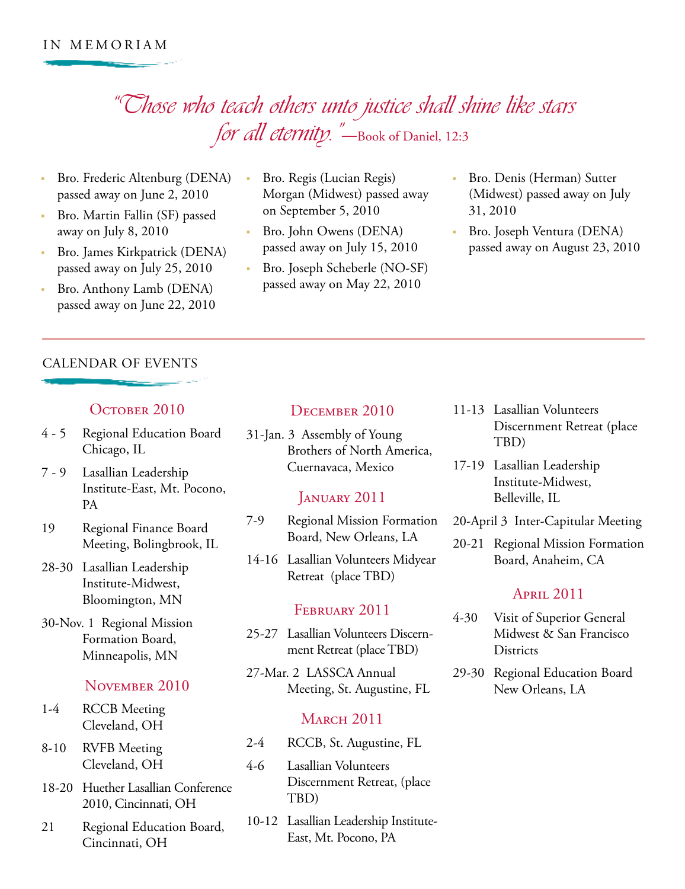## IN MEMORIAM

*"Those who teach others unto justice shall shine like stars for all eternity."*—Book of Daniel, 12:3

- Bro. Frederic Altenburg (DENA) passed away on June 2, 2010
- Bro. Martin Fallin (SF) passed away on July 8, 2010
- Bro. James Kirkpatrick (DENA) passed away on July 25, 2010
- Bro. Anthony Lamb (DENA) passed away on June 22, 2010
- Bro. Regis (Lucian Regis) Morgan (Midwest) passed away on September 5, 2010
- Bro. John Owens (DENA) passed away on July 15, 2010
- Bro. Joseph Scheberle (NO-SF) passed away on May 22, 2010
- Bro. Denis (Herman) Sutter (Midwest) passed away on July 31, 2010
- Bro. Joseph Ventura (DENA) passed away on August 23, 2010

## CALENDAR OF EVENTS

### October 2010

- 4 - 5 Regional Education Board Chicago, IL
- 7 - 9 Lasallian Leadership Institute-East, Mt. Pocono, PA
- 19 Regional Finance Board Meeting, Bolingbrook, IL
- 28-30 Lasallian Leadership Institute-Midwest, Bloomington, MN
- 30-Nov. 1 Regional Mission Formation Board, Minneapolis, MN

### November 2010

- 1-4 RCCB Meeting Cleveland, OH
- 8-10 RVFB Meeting Cleveland, OH
- 18-20 Huether Lasallian Conference 2010, Cincinnati, OH
- 21 Regional Education Board, Cincinnati, OH

### December 2010

- 31-Jan. 3 Assembly of Young Brothers of North America, Cuernavaca, Mexico

### January 2011

- 7-9 Regional Mission Formation Board, New Orleans, LA
- 14-16 Lasallian Volunteers Midyear Retreat (place TBD)

### February 2011

- 25-27 Lasallian Volunteers Discernment Retreat (place TBD)
- 27-Mar. 2 LASSCA Annual Meeting, St. Augustine, FL

### March 2011

- 2-4 RCCB, St. Augustine, FL
- 4-6 Lasallian Volunteers Discernment Retreat, (place TBD)
- 10-12 Lasallian Leadership Institute-East, Mt. Pocono, PA
- 11-13 Lasallian Volunteers Discernment Retreat (place TBD)
- 17-19 Lasallian Leadership Institute-Midwest, Belleville, IL
- 20-April 3 Inter-Capitular Meeting
- 20-21 Regional Mission Formation Board, Anaheim, CA

### April 2011

- 4-30 Visit of Superior General Midwest & San Francisco Districts
- 29-30 Regional Education Board New Orleans, LA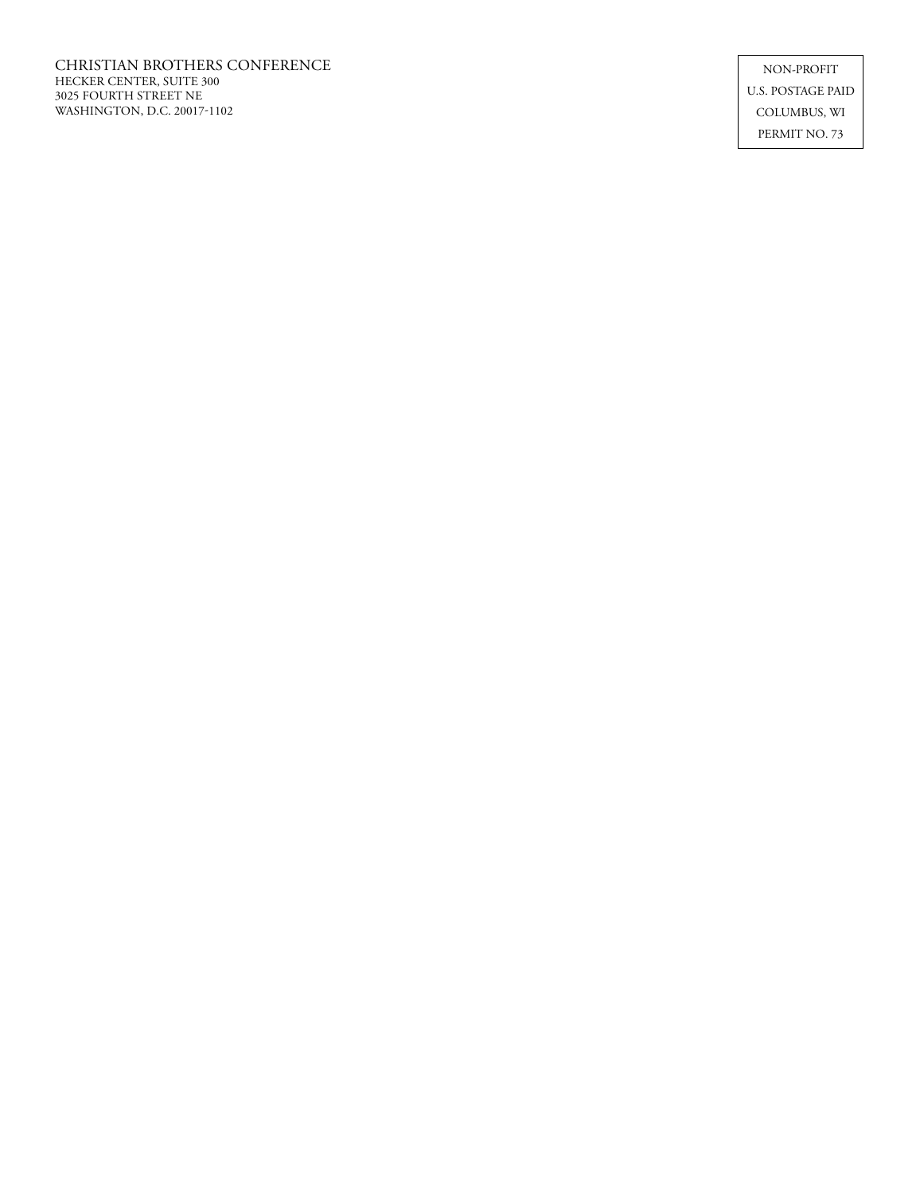CHRISTIAN BROTHERS CONFERENCE
HECKER CENTER, SUITE 300
3025 FOURTH STREET NE
WASHINGTON, D.C. 20017-1102

NON-PROFIT
U.S. POSTAGE PAID
COLUMBUS, WI
PERMIT NO. 73